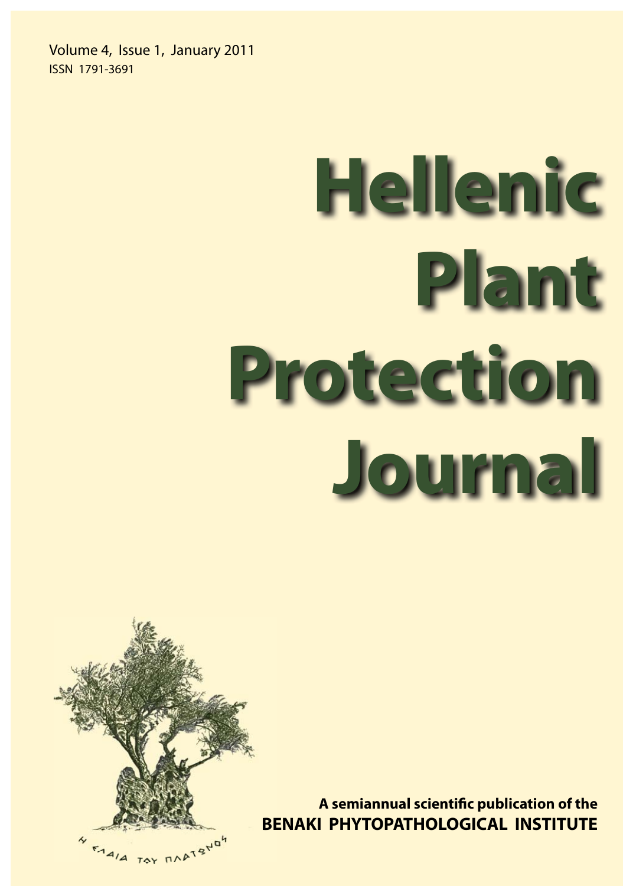Volume 4, Issue 1, January 2011
ISSN 1791-3691

# Hellenic Plant Protection Journal

Η ΕΛΑΙΑ ΤΟΥ ΠΛΑΤΩΝΟΣ

A semiannual scientific publication of the
**BENAKI PHYTOPATHOLOGICAL INSTITUTE**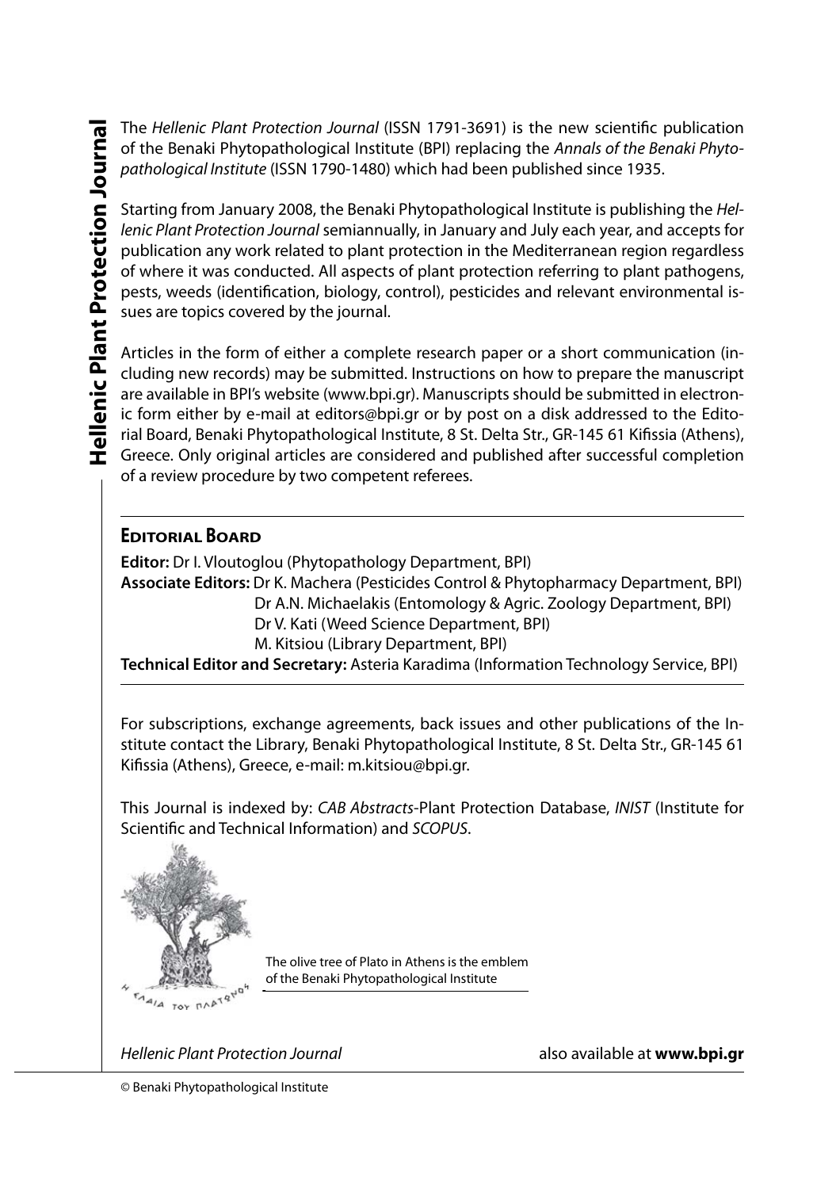The *Hellenic Plant Protection Journal* (ISSN 1791-3691) is the new scientific publication of the Benaki Phytopathological Institute (BPI) replacing the *Annals of the Benaki Phytopathological Institute* (ISSN 1790-1480) which had been published since 1935.

Starting from January 2008, the Benaki Phytopathological Institute is publishing the *Hellenic Plant Protection Journal* semiannually, in January and July each year, and accepts for publication any work related to plant protection in the Mediterranean region regardless of where it was conducted. All aspects of plant protection referring to plant pathogens, pests, weeds (identification, biology, control), pesticides and relevant environmental issues are topics covered by the journal.

Articles in the form of either a complete research paper or a short communication (including new records) may be submitted. Instructions on how to prepare the manuscript are available in BPI's website (www.bpi.gr). Manuscripts should be submitted in electronic form either by e-mail at editors@bpi.gr or by post on a disk addressed to the Editorial Board, Benaki Phytopathological Institute, 8 St. Delta Str., GR-145 61 Kifissia (Athens), Greece. Only original articles are considered and published after successful completion of a review procedure by two competent referees.

## Editorial Board

**Editor:** Dr I. Vloutoglou (Phytopathology Department, BPI)

**Associate Editors:** Dr K. Machera (Pesticides Control & Phytopharmacy Department, BPI)
Dr A.N. Michaelakis (Entomology & Agric. Zoology Department, BPI)
Dr V. Kati (Weed Science Department, BPI)
M. Kitsiou (Library Department, BPI)

**Technical Editor and Secretary:** Asteria Karadima (Information Technology Service, BPI)

For subscriptions, exchange agreements, back issues and other publications of the Institute contact the Library, Benaki Phytopathological Institute, 8 St. Delta Str., GR-145 61 Kifissia (Athens), Greece, e-mail: m.kitsiou@bpi.gr.

This Journal is indexed by: *CAB Abstracts*-Plant Protection Database, *INIST* (Institute for Scientific and Technical Information) and *SCOPUS*.

The olive tree of Plato in Athens is the emblem of the Benaki Phytopathological Institute

*Hellenic Plant Protection Journal* also available at **www.bpi.gr**

© Benaki Phytopathological Institute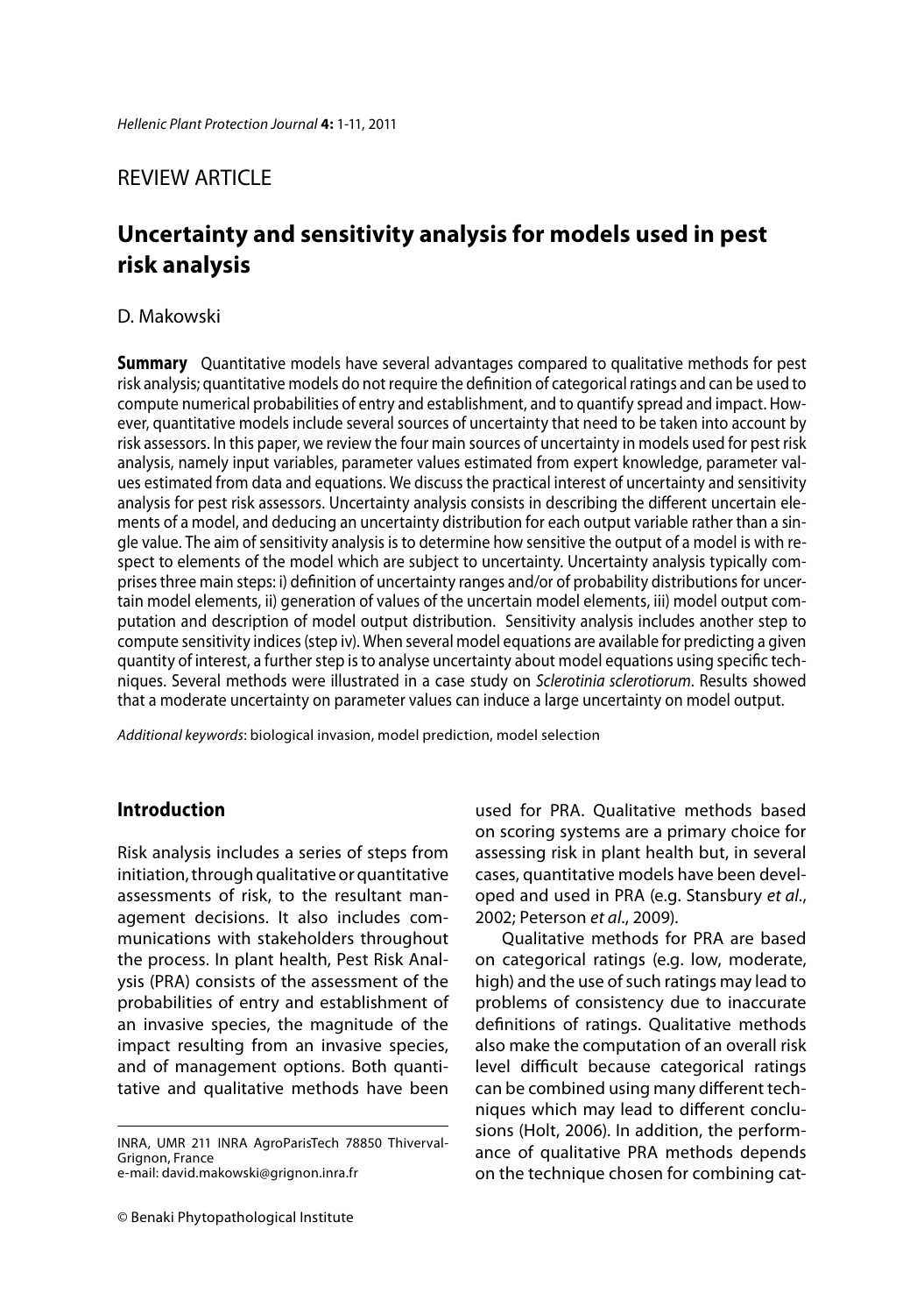REVIEW ARTICLE

# Uncertainty and sensitivity analysis for models used in pest risk analysis

D. Makowski

**Summary** Quantitative models have several advantages compared to qualitative methods for pest risk analysis; quantitative models do not require the definition of categorical ratings and can be used to compute numerical probabilities of entry and establishment, and to quantify spread and impact. However, quantitative models include several sources of uncertainty that need to be taken into account by risk assessors. In this paper, we review the four main sources of uncertainty in models used for pest risk analysis, namely input variables, parameter values estimated from expert knowledge, parameter values estimated from data and equations. We discuss the practical interest of uncertainty and sensitivity analysis for pest risk assessors. Uncertainty analysis consists in describing the different uncertain elements of a model, and deducing an uncertainty distribution for each output variable rather than a single value. The aim of sensitivity analysis is to determine how sensitive the output of a model is with respect to elements of the model which are subject to uncertainty. Uncertainty analysis typically comprises three main steps: i) definition of uncertainty ranges and/or of probability distributions for uncertain model elements, ii) generation of values of the uncertain model elements, iii) model output computation and description of model output distribution. Sensitivity analysis includes another step to compute sensitivity indices (step iv). When several model equations are available for predicting a given quantity of interest, a further step is to analyse uncertainty about model equations using specific techniques. Several methods were illustrated in a case study on *Sclerotinia sclerotiorum*. Results showed that a moderate uncertainty on parameter values can induce a large uncertainty on model output.

*Additional keywords*: biological invasion, model prediction, model selection

## Introduction

Risk analysis includes a series of steps from initiation, through qualitative or quantitative assessments of risk, to the resultant management decisions. It also includes communications with stakeholders throughout the process. In plant health, Pest Risk Analysis (PRA) consists of the assessment of the probabilities of entry and establishment of an invasive species, the magnitude of the impact resulting from an invasive species, and of management options. Both quantitative and qualitative methods have been used for PRA. Qualitative methods based on scoring systems are a primary choice for assessing risk in plant health but, in several cases, quantitative models have been developed and used in PRA (e.g. Stansbury *et al*., 2002; Peterson *et al*., 2009).

Qualitative methods for PRA are based on categorical ratings (e.g. low, moderate, high) and the use of such ratings may lead to problems of consistency due to inaccurate definitions of ratings. Qualitative methods also make the computation of an overall risk level difficult because categorical ratings can be combined using many different techniques which may lead to different conclusions (Holt, 2006). In addition, the performance of qualitative PRA methods depends on the technique chosen for combining cat-

INRA, UMR 211 INRA AgroParisTech 78850 Thiverval-Grignon, France
e-mail: david.makowski@grignon.inra.fr

© Benaki Phytopathological Institute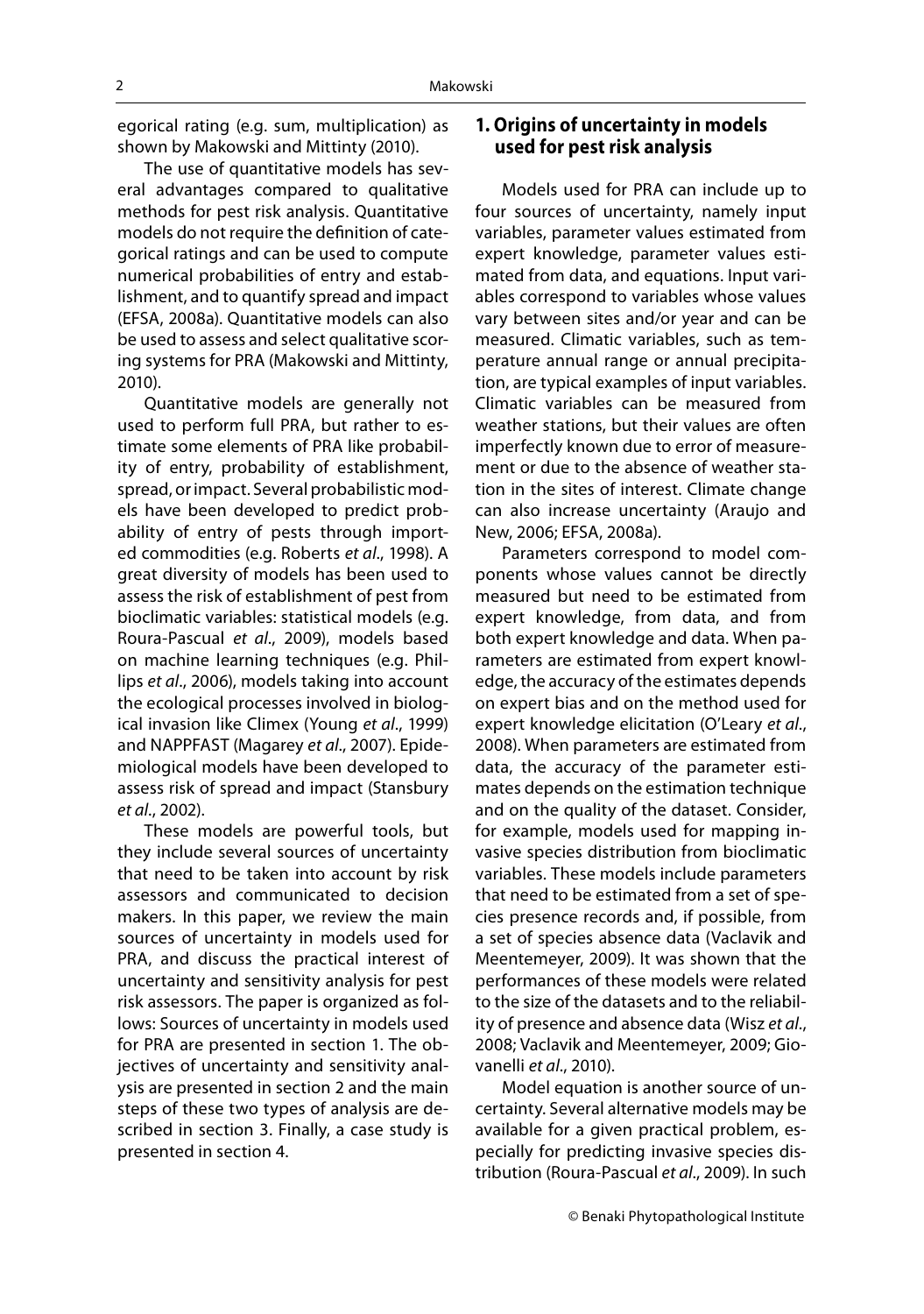egorical rating (e.g. sum, multiplication) as shown by Makowski and Mittinty (2010).

The use of quantitative models has several advantages compared to qualitative methods for pest risk analysis. Quantitative models do not require the definition of categorical ratings and can be used to compute numerical probabilities of entry and establishment, and to quantify spread and impact (EFSA, 2008a). Quantitative models can also be used to assess and select qualitative scoring systems for PRA (Makowski and Mittinty, 2010).

Quantitative models are generally not used to perform full PRA, but rather to estimate some elements of PRA like probability of entry, probability of establishment, spread, or impact. Several probabilistic models have been developed to predict probability of entry of pests through imported commodities (e.g. Roberts *et al*., 1998). A great diversity of models has been used to assess the risk of establishment of pest from bioclimatic variables: statistical models (e.g. Roura-Pascual *et al*., 2009), models based on machine learning techniques (e.g. Phillips *et al*., 2006), models taking into account the ecological processes involved in biological invasion like Climex (Young *et al*., 1999) and NAPPFAST (Magarey *et al*., 2007). Epidemiological models have been developed to assess risk of spread and impact (Stansbury *et al*., 2002).

These models are powerful tools, but they include several sources of uncertainty that need to be taken into account by risk assessors and communicated to decision makers. In this paper, we review the main sources of uncertainty in models used for PRA, and discuss the practical interest of uncertainty and sensitivity analysis for pest risk assessors. The paper is organized as follows: Sources of uncertainty in models used for PRA are presented in section 1. The objectives of uncertainty and sensitivity analysis are presented in section 2 and the main steps of these two types of analysis are described in section 3. Finally, a case study is presented in section 4.

## 1. Origins of uncertainty in models used for pest risk analysis

Models used for PRA can include up to four sources of uncertainty, namely input variables, parameter values estimated from expert knowledge, parameter values estimated from data, and equations. Input variables correspond to variables whose values vary between sites and/or year and can be measured. Climatic variables, such as temperature annual range or annual precipitation, are typical examples of input variables. Climatic variables can be measured from weather stations, but their values are often imperfectly known due to error of measurement or due to the absence of weather station in the sites of interest. Climate change can also increase uncertainty (Araujo and New, 2006; EFSA, 2008a).

Parameters correspond to model components whose values cannot be directly measured but need to be estimated from expert knowledge, from data, and from both expert knowledge and data. When parameters are estimated from expert knowledge, the accuracy of the estimates depends on expert bias and on the method used for expert knowledge elicitation (O'Leary *et al*., 2008). When parameters are estimated from data, the accuracy of the parameter estimates depends on the estimation technique and on the quality of the dataset. Consider, for example, models used for mapping invasive species distribution from bioclimatic variables. These models include parameters that need to be estimated from a set of species presence records and, if possible, from a set of species absence data (Vaclavik and Meentemeyer, 2009). It was shown that the performances of these models were related to the size of the datasets and to the reliability of presence and absence data (Wisz *et al*., 2008; Vaclavik and Meentemeyer, 2009; Giovanelli *et al*., 2010).

Model equation is another source of uncertainty. Several alternative models may be available for a given practical problem, especially for predicting invasive species distribution (Roura-Pascual *et al*., 2009). In such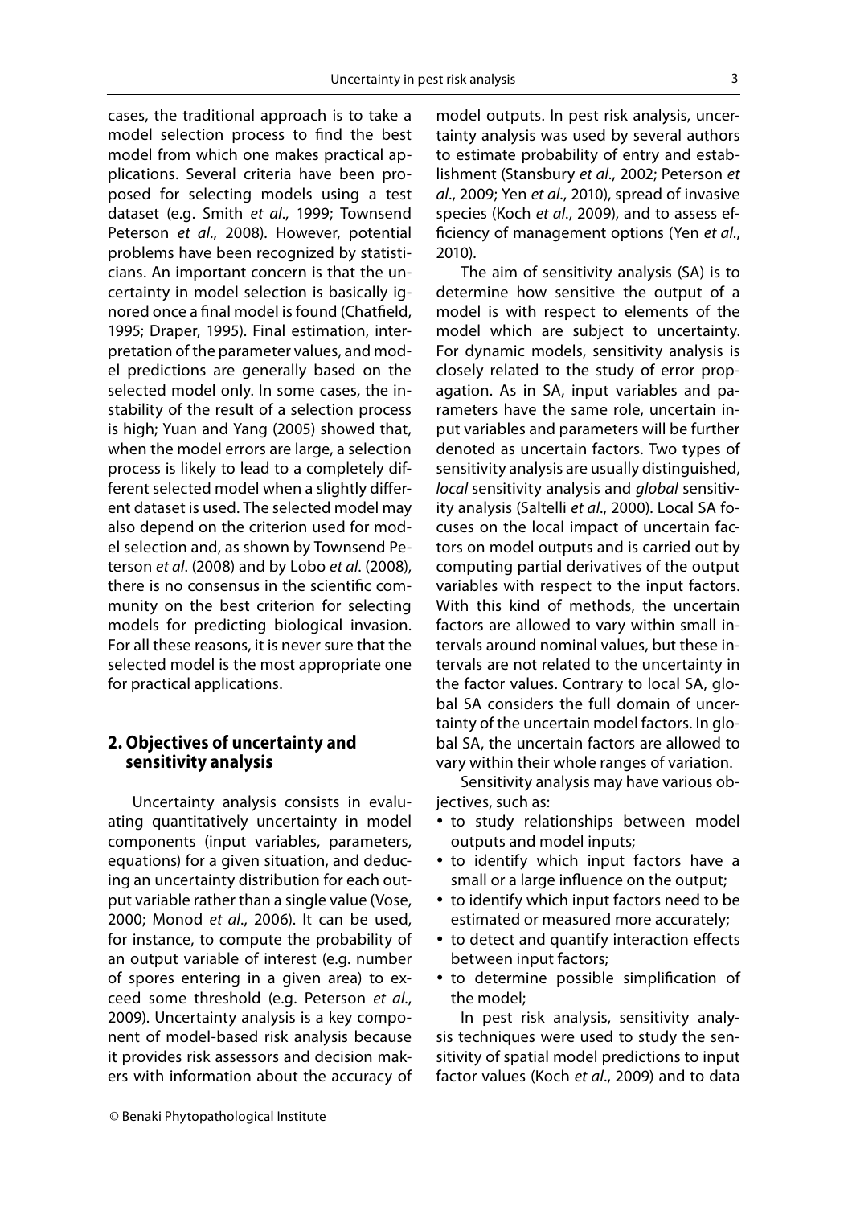cases, the traditional approach is to take a model selection process to find the best model from which one makes practical applications. Several criteria have been proposed for selecting models using a test dataset (e.g. Smith *et al*., 1999; Townsend Peterson *et al*., 2008). However, potential problems have been recognized by statisticians. An important concern is that the uncertainty in model selection is basically ignored once a final model is found (Chatfield, 1995; Draper, 1995). Final estimation, interpretation of the parameter values, and model predictions are generally based on the selected model only. In some cases, the instability of the result of a selection process is high; Yuan and Yang (2005) showed that, when the model errors are large, a selection process is likely to lead to a completely different selected model when a slightly different dataset is used. The selected model may also depend on the criterion used for model selection and, as shown by Townsend Peterson *et al*. (2008) and by Lobo *et al*. (2008), there is no consensus in the scientific community on the best criterion for selecting models for predicting biological invasion. For all these reasons, it is never sure that the selected model is the most appropriate one for practical applications.

## 2. Objectives of uncertainty and sensitivity analysis

Uncertainty analysis consists in evaluating quantitatively uncertainty in model components (input variables, parameters, equations) for a given situation, and deducing an uncertainty distribution for each output variable rather than a single value (Vose, 2000; Monod *et al*., 2006). It can be used, for instance, to compute the probability of an output variable of interest (e.g. number of spores entering in a given area) to exceed some threshold (e.g. Peterson *et al*., 2009). Uncertainty analysis is a key component of model-based risk analysis because it provides risk assessors and decision makers with information about the accuracy of model outputs. In pest risk analysis, uncertainty analysis was used by several authors to estimate probability of entry and establishment (Stansbury *et al*., 2002; Peterson *et al*., 2009; Yen *et al*., 2010), spread of invasive species (Koch *et al*., 2009), and to assess efficiency of management options (Yen *et al*., 2010).

The aim of sensitivity analysis (SA) is to determine how sensitive the output of a model is with respect to elements of the model which are subject to uncertainty. For dynamic models, sensitivity analysis is closely related to the study of error propagation. As in SA, input variables and parameters have the same role, uncertain input variables and parameters will be further denoted as uncertain factors. Two types of sensitivity analysis are usually distinguished, *local* sensitivity analysis and *global* sensitivity analysis (Saltelli *et al*., 2000). Local SA focuses on the local impact of uncertain factors on model outputs and is carried out by computing partial derivatives of the output variables with respect to the input factors. With this kind of methods, the uncertain factors are allowed to vary within small intervals around nominal values, but these intervals are not related to the uncertainty in the factor values. Contrary to local SA, global SA considers the full domain of uncertainty of the uncertain model factors. In global SA, the uncertain factors are allowed to vary within their whole ranges of variation.

Sensitivity analysis may have various objectives, such as:

- to study relationships between model outputs and model inputs;
- to identify which input factors have a small or a large influence on the output;
- to identify which input factors need to be estimated or measured more accurately;
- to detect and quantify interaction effects between input factors;
- to determine possible simplification of the model;

In pest risk analysis, sensitivity analysis techniques were used to study the sensitivity of spatial model predictions to input factor values (Koch *et al*., 2009) and to data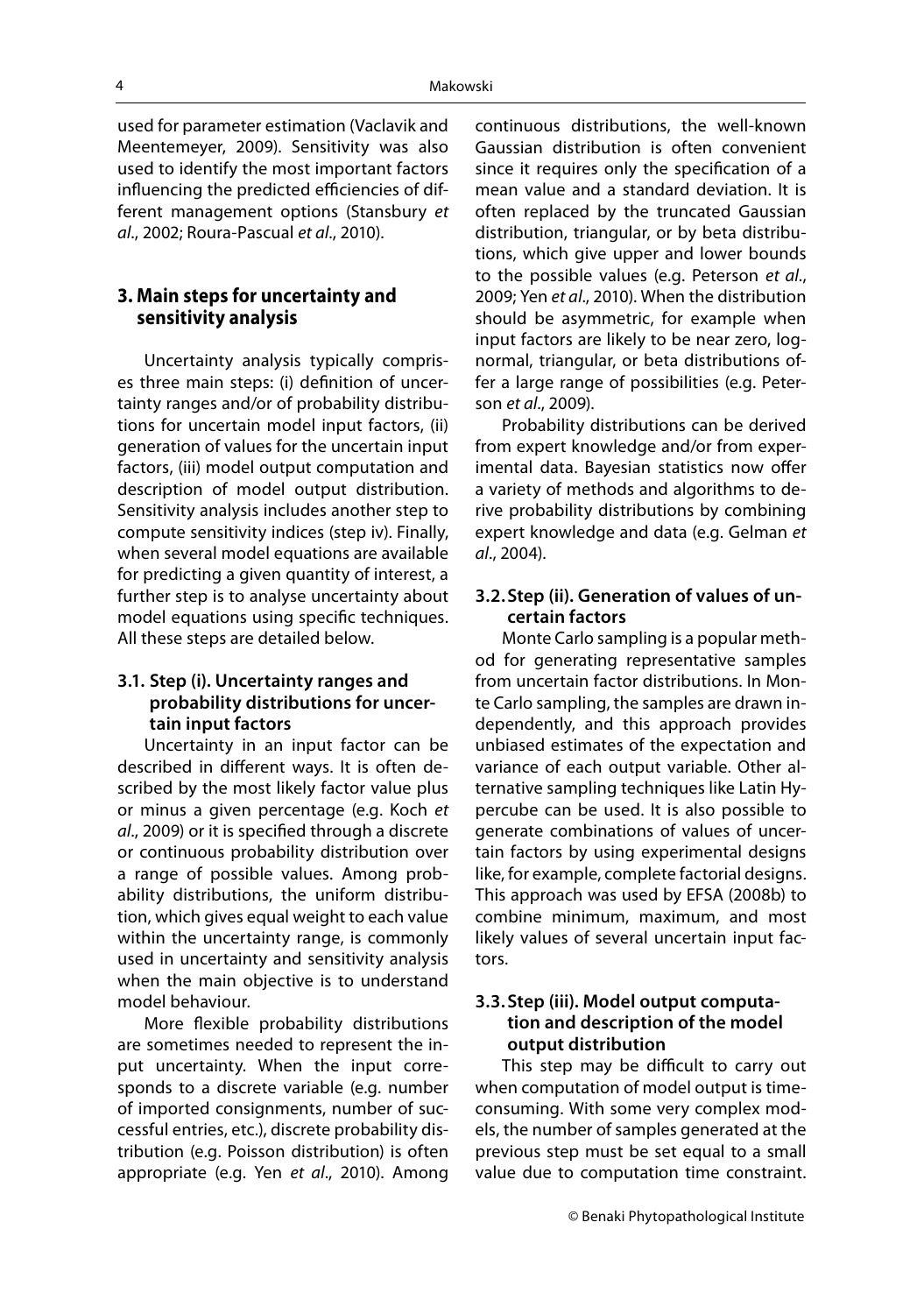used for parameter estimation (Vaclavik and Meentemeyer, 2009). Sensitivity was also used to identify the most important factors influencing the predicted efficiencies of different management options (Stansbury *et al*., 2002; Roura-Pascual *et al*., 2010).

## 3. Main steps for uncertainty and sensitivity analysis

Uncertainty analysis typically comprises three main steps: (i) definition of uncertainty ranges and/or of probability distributions for uncertain model input factors, (ii) generation of values for the uncertain input factors, (iii) model output computation and description of model output distribution. Sensitivity analysis includes another step to compute sensitivity indices (step iv). Finally, when several model equations are available for predicting a given quantity of interest, a further step is to analyse uncertainty about model equations using specific techniques. All these steps are detailed below.

### 3.1. Step (i). Uncertainty ranges and probability distributions for uncertain input factors

Uncertainty in an input factor can be described in different ways. It is often described by the most likely factor value plus or minus a given percentage (e.g. Koch *et al*., 2009) or it is specified through a discrete or continuous probability distribution over a range of possible values. Among probability distributions, the uniform distribution, which gives equal weight to each value within the uncertainty range, is commonly used in uncertainty and sensitivity analysis when the main objective is to understand model behaviour.

More flexible probability distributions are sometimes needed to represent the input uncertainty. When the input corresponds to a discrete variable (e.g. number of imported consignments, number of successful entries, etc.), discrete probability distribution (e.g. Poisson distribution) is often appropriate (e.g. Yen *et al*., 2010). Among continuous distributions, the well-known Gaussian distribution is often convenient since it requires only the specification of a mean value and a standard deviation. It is often replaced by the truncated Gaussian distribution, triangular, or by beta distributions, which give upper and lower bounds to the possible values (e.g. Peterson *et al*., 2009; Yen *et al*., 2010). When the distribution should be asymmetric, for example when input factors are likely to be near zero, lognormal, triangular, or beta distributions offer a large range of possibilities (e.g. Peterson *et al*., 2009).

Probability distributions can be derived from expert knowledge and/or from experimental data. Bayesian statistics now offer a variety of methods and algorithms to derive probability distributions by combining expert knowledge and data (e.g. Gelman *et al*., 2004).

### 3.2. Step (ii). Generation of values of uncertain factors

Monte Carlo sampling is a popular method for generating representative samples from uncertain factor distributions. In Monte Carlo sampling, the samples are drawn independently, and this approach provides unbiased estimates of the expectation and variance of each output variable. Other alternative sampling techniques like Latin Hypercube can be used. It is also possible to generate combinations of values of uncertain factors by using experimental designs like, for example, complete factorial designs. This approach was used by EFSA (2008b) to combine minimum, maximum, and most likely values of several uncertain input factors.

### 3.3. Step (iii). Model output computation and description of the model output distribution

This step may be difficult to carry out when computation of model output is time-consuming. With some very complex models, the number of samples generated at the previous step must be set equal to a small value due to computation time constraint.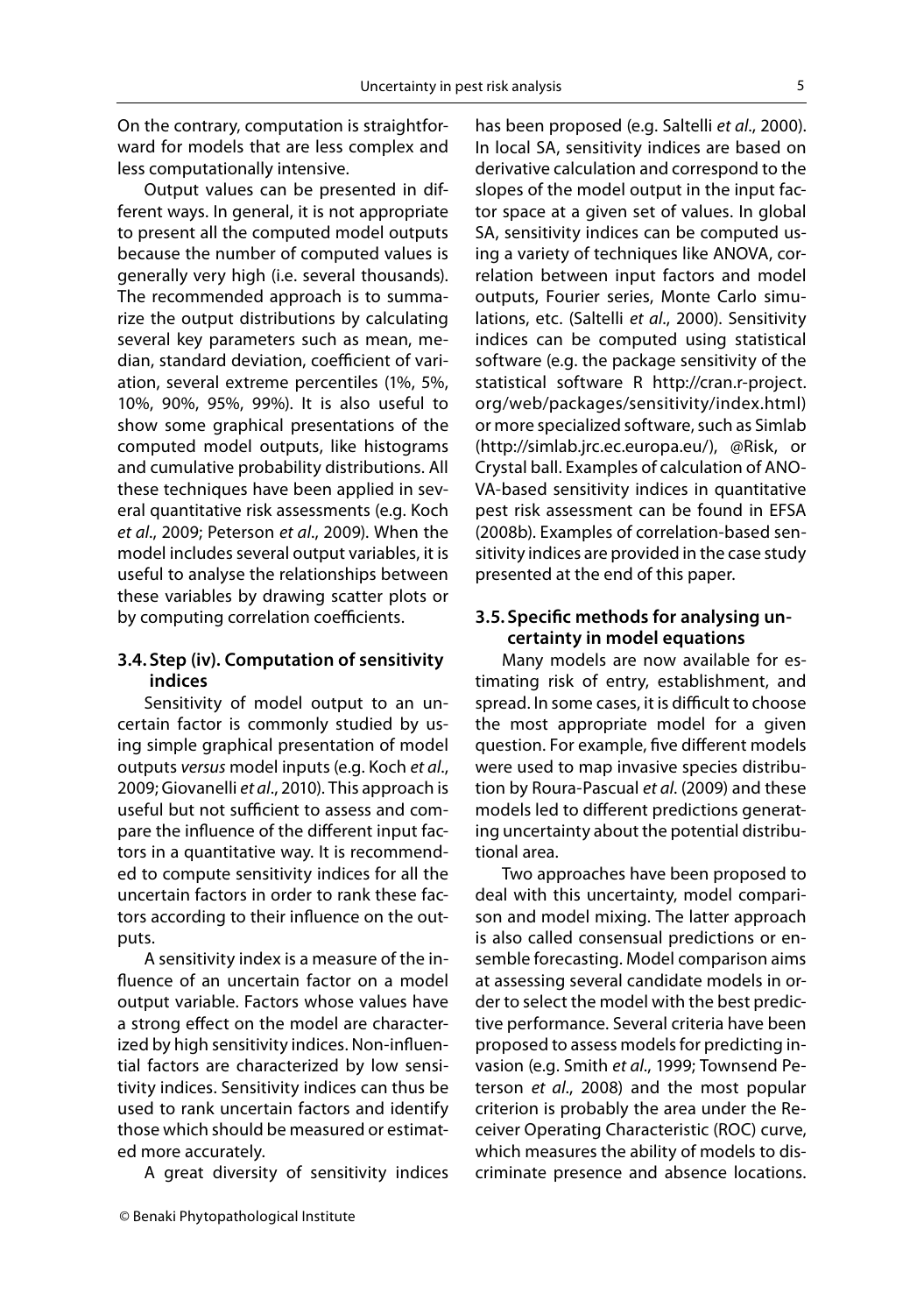On the contrary, computation is straightforward for models that are less complex and less computationally intensive.

Output values can be presented in different ways. In general, it is not appropriate to present all the computed model outputs because the number of computed values is generally very high (i.e. several thousands). The recommended approach is to summarize the output distributions by calculating several key parameters such as mean, median, standard deviation, coefficient of variation, several extreme percentiles (1%, 5%, 10%, 90%, 95%, 99%). It is also useful to show some graphical presentations of the computed model outputs, like histograms and cumulative probability distributions. All these techniques have been applied in several quantitative risk assessments (e.g. Koch *et al*., 2009; Peterson *et al*., 2009). When the model includes several output variables, it is useful to analyse the relationships between these variables by drawing scatter plots or by computing correlation coefficients.

### 3.4. Step (iv). Computation of sensitivity indices

Sensitivity of model output to an uncertain factor is commonly studied by using simple graphical presentation of model outputs *versus* model inputs (e.g. Koch *et al*., 2009; Giovanelli *et al*., 2010). This approach is useful but not sufficient to assess and compare the influence of the different input factors in a quantitative way. It is recommended to compute sensitivity indices for all the uncertain factors in order to rank these factors according to their influence on the outputs.

A sensitivity index is a measure of the influence of an uncertain factor on a model output variable. Factors whose values have a strong effect on the model are characterized by high sensitivity indices. Non-influential factors are characterized by low sensitivity indices. Sensitivity indices can thus be used to rank uncertain factors and identify those which should be measured or estimated more accurately.

A great diversity of sensitivity indices has been proposed (e.g. Saltelli *et al*., 2000). In local SA, sensitivity indices are based on derivative calculation and correspond to the slopes of the model output in the input factor space at a given set of values. In global SA, sensitivity indices can be computed using a variety of techniques like ANOVA, correlation between input factors and model outputs, Fourier series, Monte Carlo simulations, etc. (Saltelli *et al*., 2000). Sensitivity indices can be computed using statistical software (e.g. the package sensitivity of the statistical software R http://cran.r-project.org/web/packages/sensitivity/index.html) or more specialized software, such as Simlab (http://simlab.jrc.ec.europa.eu/), @Risk, or Crystal ball. Examples of calculation of ANOVA-based sensitivity indices in quantitative pest risk assessment can be found in EFSA (2008b). Examples of correlation-based sensitivity indices are provided in the case study presented at the end of this paper.

### 3.5. Specific methods for analysing uncertainty in model equations

Many models are now available for estimating risk of entry, establishment, and spread. In some cases, it is difficult to choose the most appropriate model for a given question. For example, five different models were used to map invasive species distribution by Roura-Pascual *et al*. (2009) and these models led to different predictions generating uncertainty about the potential distributional area.

Two approaches have been proposed to deal with this uncertainty, model comparison and model mixing. The latter approach is also called consensual predictions or ensemble forecasting. Model comparison aims at assessing several candidate models in order to select the model with the best predictive performance. Several criteria have been proposed to assess models for predicting invasion (e.g. Smith *et al*., 1999; Townsend Peterson *et al*., 2008) and the most popular criterion is probably the area under the Receiver Operating Characteristic (ROC) curve, which measures the ability of models to discriminate presence and absence locations.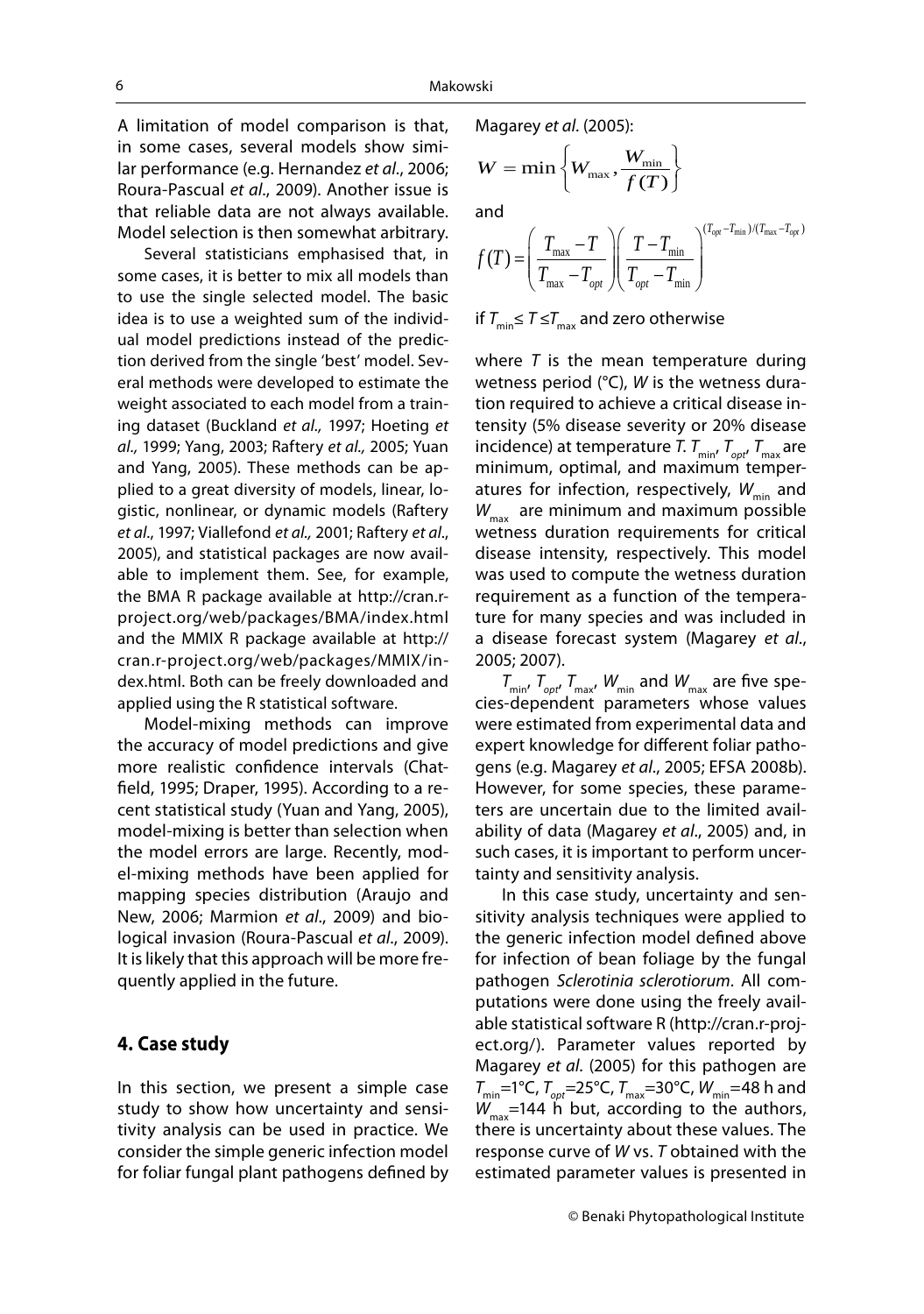A limitation of model comparison is that, in some cases, several models show similar performance (e.g. Hernandez *et al*., 2006; Roura-Pascual *et al*., 2009). Another issue is that reliable data are not always available. Model selection is then somewhat arbitrary.

Several statisticians emphasised that, in some cases, it is better to mix all models than to use the single selected model. The basic idea is to use a weighted sum of the individual model predictions instead of the prediction derived from the single 'best' model. Several methods were developed to estimate the weight associated to each model from a training dataset (Buckland *et al.,* 1997; Hoeting *et al.,* 1999; Yang, 2003; Raftery *et al.,* 2005; Yuan and Yang, 2005). These methods can be applied to a great diversity of models, linear, logistic, nonlinear, or dynamic models (Raftery *et al*., 1997; Viallefond *et al.,* 2001; Raftery *et al*., 2005), and statistical packages are now available to implement them. See, for example, the BMA R package available at http://cran.r-project.org/web/packages/BMA/index.html and the MMIX R package available at http://cran.r-project.org/web/packages/MMIX/index.html. Both can be freely downloaded and applied using the R statistical software.

Model-mixing methods can improve the accuracy of model predictions and give more realistic confidence intervals (Chatfield, 1995; Draper, 1995). According to a recent statistical study (Yuan and Yang, 2005), model-mixing is better than selection when the model errors are large. Recently, model-mixing methods have been applied for mapping species distribution (Araujo and New, 2006; Marmion *et al*., 2009) and biological invasion (Roura-Pascual *et al*., 2009). It is likely that this approach will be more frequently applied in the future.

## 4. Case study

In this section, we present a simple case study to show how uncertainty and sensitivity analysis can be used in practice. We consider the simple generic infection model for foliar fungal plant pathogens defined by Magarey *et al*. (2005):

$$W = \min\left\{W_{\max}, \frac{W_{\min}}{f(T)}\right\}$$

and

$$f(T) = \left(\frac{T_{\max} - T}{T_{\max} - T_{opt}}\right)\left(\frac{T - T_{\min}}{T_{opt} - T_{\min}}\right)^{(T_{opt} - T_{\min})/(T_{\max} - T_{opt})}$$

if $T_{\min} \leq T \leq T_{\max}$ and zero otherwise

where $T$ is the mean temperature during wetness period (°C), $W$ is the wetness duration required to achieve a critical disease intensity (5% disease severity or 20% disease incidence) at temperature $T$. $T_{\min}$, $T_{opt}$, $T_{\max}$ are minimum, optimal, and maximum temperatures for infection, respectively, $W_{\min}$ and $W_{\max}$ are minimum and maximum possible wetness duration requirements for critical disease intensity, respectively. This model was used to compute the wetness duration requirement as a function of the temperature for many species and was included in a disease forecast system (Magarey *et al*., 2005; 2007).

$T_{\min}$, $T_{opt}$, $T_{\max}$, $W_{\min}$ and $W_{\max}$ are five species-dependent parameters whose values were estimated from experimental data and expert knowledge for different foliar pathogens (e.g. Magarey *et al*., 2005; EFSA 2008b). However, for some species, these parameters are uncertain due to the limited availability of data (Magarey *et al*., 2005) and, in such cases, it is important to perform uncertainty and sensitivity analysis.

In this case study, uncertainty and sensitivity analysis techniques were applied to the generic infection model defined above for infection of bean foliage by the fungal pathogen *Sclerotinia sclerotiorum*. All computations were done using the freely available statistical software R (http://cran.r-project.org/). Parameter values reported by Magarey *et al*. (2005) for this pathogen are $T_{\min}$=1°C, $T_{opt}$=25°C, $T_{\max}$=30°C, $W_{\min}$=48 h and $W_{\max}$=144 h but, according to the authors, there is uncertainty about these values. The response curve of $W$ vs. $T$ obtained with the estimated parameter values is presented in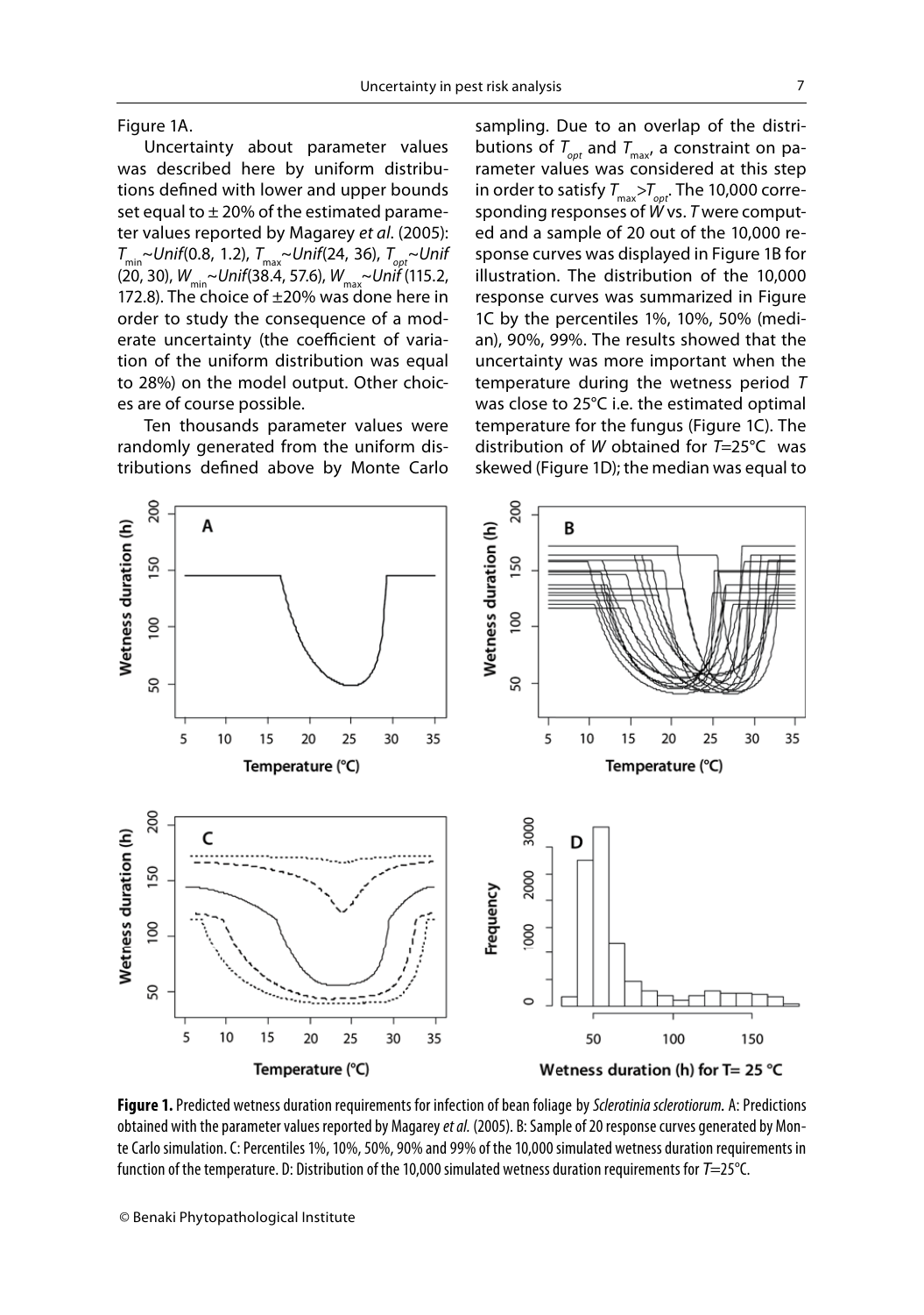Figure 1A.

Uncertainty about parameter values was described here by uniform distributions defined with lower and upper bounds set equal to ± 20% of the estimated parameter values reported by Magarey *et al*. (2005): $T_{min}$~*Unif*(0.8, 1.2), $T_{max}$~*Unif*(24, 36), $T_{opt}$~*Unif* (20, 30), $W_{min}$~*Unif*(38.4, 57.6), $W_{max}$~*Unif* (115.2, 172.8). The choice of ±20% was done here in order to study the consequence of a moderate uncertainty (the coefficient of variation of the uniform distribution was equal to 28%) on the model output. Other choices are of course possible.

Ten thousands parameter values were randomly generated from the uniform distributions defined above by Monte Carlo sampling. Due to an overlap of the distributions of $T_{opt}$ and $T_{max}$, a constraint on parameter values was considered at this step in order to satisfy $T_{max}>T_{opt}$. The 10,000 corresponding responses of *W* vs. *T* were computed and a sample of 20 out of the 10,000 response curves was displayed in Figure 1B for illustration. The distribution of the 10,000 response curves was summarized in Figure 1C by the percentiles 1%, 10%, 50% (median), 90%, 99%. The results showed that the uncertainty was more important when the temperature during the wetness period *T* was close to 25°C i.e. the estimated optimal temperature for the fungus (Figure 1C). The distribution of *W* obtained for *T*=25°C was skewed (Figure 1D); the median was equal to

**Figure 1.** Predicted wetness duration requirements for infection of bean foliage by *Sclerotinia sclerotiorum.* A: Predictions obtained with the parameter values reported by Magarey *et al.* (2005). B: Sample of 20 response curves generated by Monte Carlo simulation. C: Percentiles 1%, 10%, 50%, 90% and 99% of the 10,000 simulated wetness duration requirements in function of the temperature. D: Distribution of the 10,000 simulated wetness duration requirements for *T*=25°C.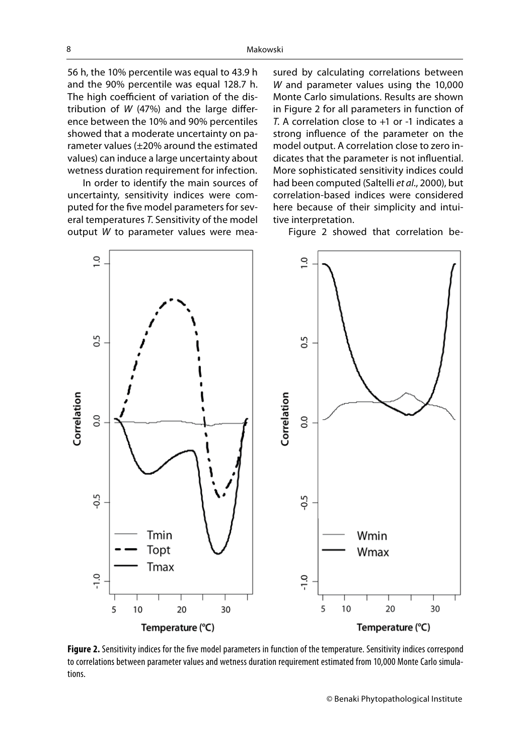56 h, the 10% percentile was equal to 43.9 h and the 90% percentile was equal 128.7 h. The high coefficient of variation of the distribution of $W$ (47%) and the large difference between the 10% and 90% percentiles showed that a moderate uncertainty on parameter values (±20% around the estimated values) can induce a large uncertainty about wetness duration requirement for infection.

In order to identify the main sources of uncertainty, sensitivity indices were computed for the five model parameters for several temperatures $T$. Sensitivity of the model output $W$ to parameter values were measured by calculating correlations between $W$ and parameter values using the 10,000 Monte Carlo simulations. Results are shown in Figure 2 for all parameters in function of $T$. A correlation close to +1 or -1 indicates a strong influence of the parameter on the model output. A correlation close to zero indicates that the parameter is not influential. More sophisticated sensitivity indices could had been computed (Saltelli *et al*., 2000), but correlation-based indices were considered here because of their simplicity and intuitive interpretation.

Figure 2 showed that correlation be-

**Figure 2.** Sensitivity indices for the five model parameters in function of the temperature. Sensitivity indices correspond to correlations between parameter values and wetness duration requirement estimated from 10,000 Monte Carlo simulations.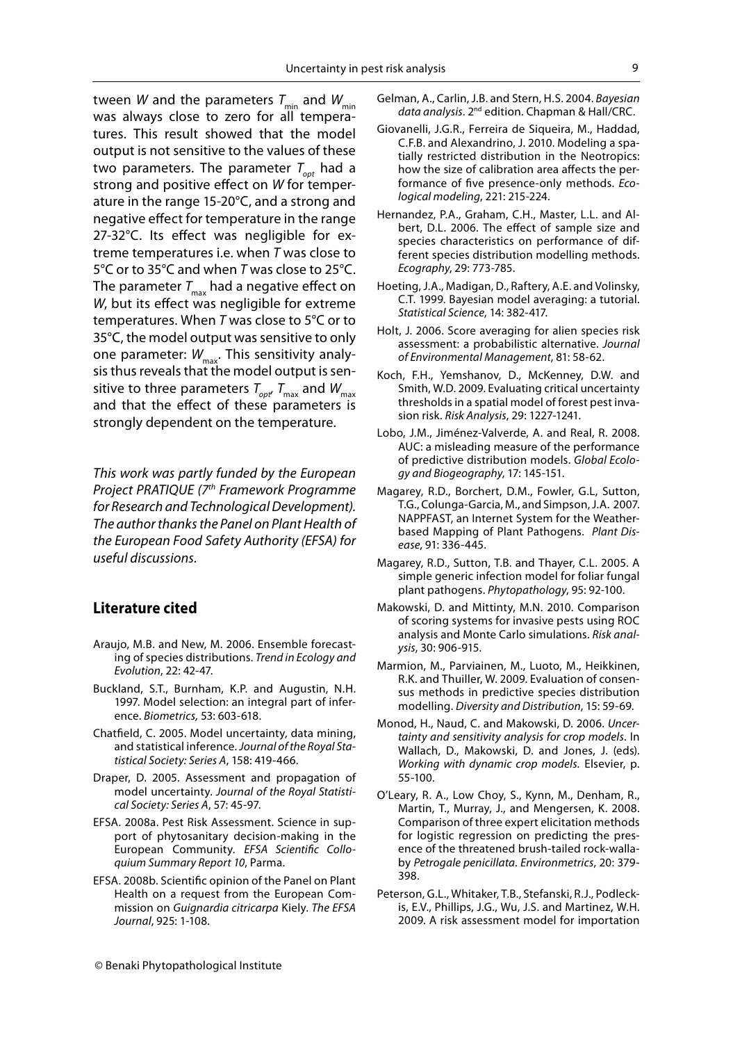tween $W$ and the parameters $T_{min}$ and $W_{min}$ was always close to zero for all temperatures. This result showed that the model output is not sensitive to the values of these two parameters. The parameter $T_{opt}$ had a strong and positive effect on $W$ for temperature in the range 15-20°C, and a strong and negative effect for temperature in the range 27-32°C. Its effect was negligible for extreme temperatures i.e. when $T$ was close to 5°C or to 35°C and when $T$ was close to 25°C. The parameter $T_{max}$ had a negative effect on $W$, but its effect was negligible for extreme temperatures. When $T$ was close to 5°C or to 35°C, the model output was sensitive to only one parameter: $W_{max}$. This sensitivity analysis thus reveals that the model output is sensitive to three parameters $T_{opt}$, $T_{max}$ and $W_{max}$ and that the effect of these parameters is strongly dependent on the temperature.

*This work was partly funded by the European Project PRATIQUE (7th Framework Programme for Research and Technological Development). The author thanks the Panel on Plant Health of the European Food Safety Authority (EFSA) for useful discussions.*

## Literature cited

Araujo, M.B. and New, M. 2006. Ensemble forecasting of species distributions. *Trend in Ecology and Evolution*, 22: 42-47.

Buckland, S.T., Burnham, K.P. and Augustin, N.H. 1997. Model selection: an integral part of inference. *Biometrics*, 53: 603-618.

Chatfield, C. 2005. Model uncertainty, data mining, and statistical inference. *Journal of the Royal Statistical Society: Series A*, 158: 419-466.

Draper, D. 2005. Assessment and propagation of model uncertainty. *Journal of the Royal Statistical Society: Series A*, 57: 45-97.

EFSA. 2008a. Pest Risk Assessment. Science in support of phytosanitary decision-making in the European Community. *EFSA Scientific Colloquium Summary Report 10*, Parma.

EFSA. 2008b. Scientific opinion of the Panel on Plant Health on a request from the European Commission on *Guignardia citricarpa* Kiely. *The EFSA Journal*, 925: 1-108.

Gelman, A., Carlin, J.B. and Stern, H.S. 2004. *Bayesian data analysis*. 2nd edition. Chapman & Hall/CRC.

Giovanelli, J.G.R., Ferreira de Siqueira, M., Haddad, C.F.B. and Alexandrino, J. 2010. Modeling a spatially restricted distribution in the Neotropics: how the size of calibration area affects the performance of five presence-only methods. *Ecological modeling*, 221: 215-224.

Hernandez, P.A., Graham, C.H., Master, L.L. and Albert, D.L. 2006. The effect of sample size and species characteristics on performance of different species distribution modelling methods. *Ecography*, 29: 773-785.

Hoeting, J.A., Madigan, D., Raftery, A.E. and Volinsky, C.T. 1999. Bayesian model averaging: a tutorial. *Statistical Science*, 14: 382-417.

Holt, J. 2006. Score averaging for alien species risk assessment: a probabilistic alternative. *Journal of Environmental Management*, 81: 58-62.

Koch, F.H., Yemshanov, D., McKenney, D.W. and Smith, W.D. 2009. Evaluating critical uncertainty thresholds in a spatial model of forest pest invasion risk. *Risk Analysis*, 29: 1227-1241.

Lobo, J.M., Jiménez-Valverde, A. and Real, R. 2008. AUC: a misleading measure of the performance of predictive distribution models. *Global Ecology and Biogeography*, 17: 145-151.

Magarey, R.D., Borchert, D.M., Fowler, G.L, Sutton, T.G., Colunga-Garcia, M., and Simpson, J.A. 2007. NAPPFAST, an Internet System for the Weather-based Mapping of Plant Pathogens. *Plant Disease*, 91: 336-445.

Magarey, R.D., Sutton, T.B. and Thayer, C.L. 2005. A simple generic infection model for foliar fungal plant pathogens. *Phytopathology*, 95: 92-100.

Makowski, D. and Mittinty, M.N. 2010. Comparison of scoring systems for invasive pests using ROC analysis and Monte Carlo simulations. *Risk analysis*, 30: 906-915.

Marmion, M., Parviainen, M., Luoto, M., Heikkinen, R.K. and Thuiller, W. 2009. Evaluation of consensus methods in predictive species distribution modelling. *Diversity and Distribution*, 15: 59-69.

Monod, H., Naud, C. and Makowski, D. 2006. *Uncertainty and sensitivity analysis for crop models*. In Wallach, D., Makowski, D. and Jones, J. (eds). *Working with dynamic crop models*. Elsevier, p. 55-100.

O'Leary, R. A., Low Choy, S., Kynn, M., Denham, R., Martin, T., Murray, J., and Mengersen, K. 2008. Comparison of three expert elicitation methods for logistic regression on predicting the presence of the threatened brush-tailed rock-wallaby *Petrogale penicillata*. *Environmetrics*, 20: 379-398.

Peterson, G.L., Whitaker, T.B., Stefanski, R.J., Podleckis, E.V., Phillips, J.G., Wu, J.S. and Martinez, W.H. 2009. A risk assessment model for importation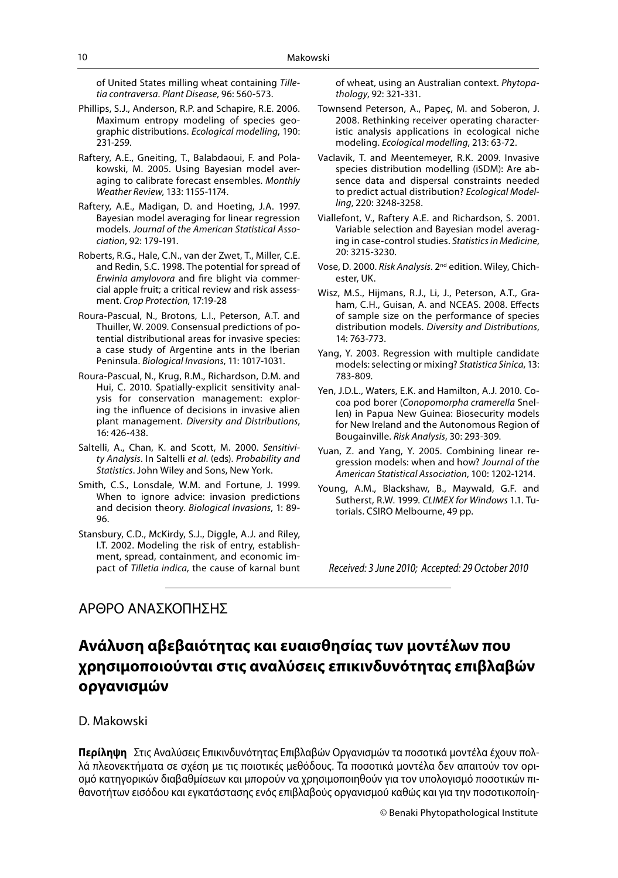of United States milling wheat containing *Tilletia contraversa*. *Plant Disease*, 96: 560-573.

Phillips, S.J., Anderson, R.P. and Schapire, R.E. 2006. Maximum entropy modeling of species geographic distributions. *Ecological modelling*, 190: 231-259.

Raftery, A.E., Gneiting, T., Balabdaoui, F. and Polakowski, M. 2005. Using Bayesian model averaging to calibrate forecast ensembles. *Monthly Weather Review*, 133: 1155-1174.

Raftery, A.E., Madigan, D. and Hoeting, J.A. 1997. Bayesian model averaging for linear regression models. *Journal of the American Statistical Association*, 92: 179-191.

Roberts, R.G., Hale, C.N., van der Zwet, T., Miller, C.E. and Redin, S.C. 1998. The potential for spread of *Erwinia amylovora* and fire blight via commercial apple fruit; a critical review and risk assessment. *Crop Protection*, 17:19-28

Roura-Pascual, N., Brotons, L.I., Peterson, A.T. and Thuiller, W. 2009. Consensual predictions of potential distributional areas for invasive species: a case study of Argentine ants in the Iberian Peninsula. *Biological Invasions*, 11: 1017-1031.

Roura-Pascual, N., Krug, R.M., Richardson, D.M. and Hui, C. 2010. Spatially-explicit sensitivity analysis for conservation management: exploring the influence of decisions in invasive alien plant management. *Diversity and Distributions*, 16: 426-438.

Saltelli, A., Chan, K. and Scott, M. 2000. *Sensitivity Analysis*. In Saltelli *et al*. (eds). *Probability and Statistics*. John Wiley and Sons, New York.

Smith, C.S., Lonsdale, W.M. and Fortune, J. 1999. When to ignore advice: invasion predictions and decision theory. *Biological Invasions*, 1: 89-96.

Stansbury, C.D., McKirdy, S.J., Diggle, A.J. and Riley, I.T. 2002. Modeling the risk of entry, establishment, spread, containment, and economic impact of *Tilletia indica*, the cause of karnal bunt of wheat, using an Australian context. *Phytopathology*, 92: 321-331.

Townsend Peterson, A., Papeç, M. and Soberon, J. 2008. Rethinking receiver operating characteristic analysis applications in ecological niche modeling. *Ecological modelling*, 213: 63-72.

Vaclavik, T. and Meentemeyer, R.K. 2009. Invasive species distribution modelling (iSDM): Are absence data and dispersal constraints needed to predict actual distribution? *Ecological Modelling*, 220: 3248-3258.

Viallefont, V., Raftery A.E. and Richardson, S. 2001. Variable selection and Bayesian model averaging in case-control studies. *Statistics in Medicine*, 20: 3215-3230.

Vose, D. 2000. *Risk Analysis*. 2nd edition. Wiley, Chichester, UK.

Wisz, M.S., Hijmans, R.J., Li, J., Peterson, A.T., Graham, C.H., Guisan, A. and NCEAS. 2008. Effects of sample size on the performance of species distribution models. *Diversity and Distributions*, 14: 763-773.

Yang, Y. 2003. Regression with multiple candidate models: selecting or mixing? *Statistica Sinica*, 13: 783-809.

Yen, J.D.L., Waters, E.K. and Hamilton, A.J. 2010. Cocoa pod borer (*Conopomorpha cramerella* Snellen) in Papua New Guinea: Biosecurity models for New Ireland and the Autonomous Region of Bougainville. *Risk Analysis*, 30: 293-309.

Yuan, Z. and Yang, Y. 2005. Combining linear regression models: when and how? *Journal of the American Statistical Association*, 100: 1202-1214.

Young, A.M., Blackshaw, B., Maywald, G.F. and Sutherst, R.W. 1999. *CLIMEX for Windows* 1.1. Tutorials. CSIRO Melbourne, 49 pp.

*Received: 3 June 2010; Accepted: 29 October 2010*

---

ΑΡΘΡΟ ΑΝΑΣΚΟΠΗΣΗΣ

# Ανάλυση αβεβαιότητας και ευαισθησίας των μοντέλων που χρησιμοποιούνται στις αναλύσεις επικινδυνότητας επιβλαβών οργανισμών

D. Makowski

**Περίληψη** Στις Αναλύσεις Επικινδυνότητας Επιβλαβών Οργανισμών τα ποσοτικά μοντέλα έχουν πολλά πλεονεκτήματα σε σχέση με τις ποιοτικές μεθόδους. Τα ποσοτικά μοντέλα δεν απαιτούν τον ορισμό κατηγορικών διαβαθμίσεων και μπορούν να χρησιμοποιηθούν για τον υπολογισμό ποσοτικών πιθανοτήτων εισόδου και εγκατάστασης ενός επιβλαβούς οργανισμού καθώς και για την ποσοτικοποίη-

© Benaki Phytopathological Institute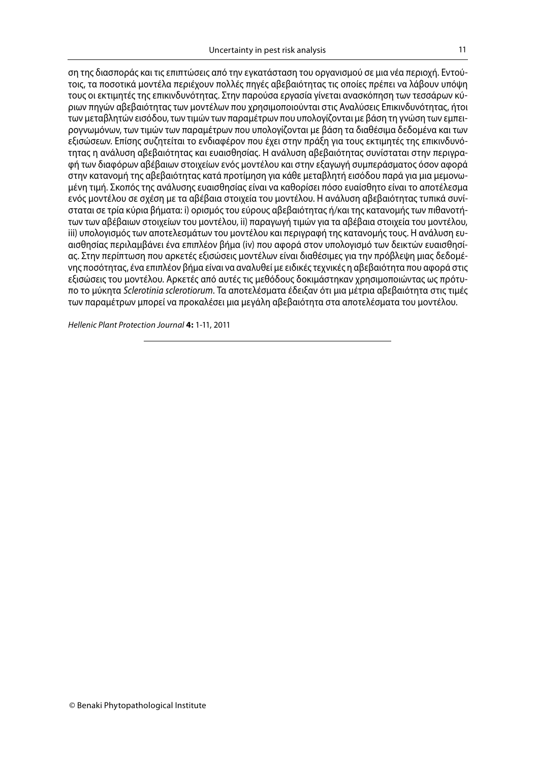ση της διασποράς και τις επιπτώσεις από την εγκατάσταση του οργανισμού σε μια νέα περιοχή. Εντούτοις, τα ποσοτικά μοντέλα περιέχουν πολλές πηγές αβεβαιότητας τις οποίες πρέπει να λάβουν υπόψη τους οι εκτιμητές της επικινδυνότητας. Στην παρούσα εργασία γίνεται ανασκόπηση των τεσσάρων κύριων πηγών αβεβαιότητας των μοντέλων που χρησιμοποιούνται στις Αναλύσεις Επικινδυνότητας, ήτοι των μεταβλητών εισόδου, των τιμών των παραμέτρων που υπολογίζονται με βάση τη γνώση των εμπειρογνωμόνων, των τιμών των παραμέτρων που υπολογίζονται με βάση τα διαθέσιμα δεδομένα και των εξισώσεων. Επίσης συζητείται το ενδιαφέρον που έχει στην πράξη για τους εκτιμητές της επικινδυνότητας η ανάλυση αβεβαιότητας και ευαισθησίας. Η ανάλυση αβεβαιότητας συνίσταται στην περιγραφή των διαφόρων αβέβαιων στοιχείων ενός μοντέλου και στην εξαγωγή συμπεράσματος όσον αφορά στην κατανομή της αβεβαιότητας κατά προτίμηση για κάθε μεταβλητή εισόδου παρά για μια μεμονωμένη τιμή. Σκοπός της ανάλυσης ευαισθησίας είναι να καθορίσει πόσο ευαίσθητο είναι το αποτέλεσμα ενός μοντέλου σε σχέση με τα αβέβαια στοιχεία του μοντέλου. Η ανάλυση αβεβαιότητας τυπικά συνίσταται σε τρία κύρια βήματα: i) ορισμός του εύρους αβεβαιότητας ή/και της κατανομής των πιθανοτήτων των αβέβαιων στοιχείων του μοντέλου, ii) παραγωγή τιμών για τα αβέβαια στοιχεία του μοντέλου, iii) υπολογισμός των αποτελεσμάτων του μοντέλου και περιγραφή της κατανομής τους. Η ανάλυση ευαισθησίας περιλαμβάνει ένα επιπλέον βήμα (iv) που αφορά στον υπολογισμό των δεικτών ευαισθησίας. Στην περίπτωση που αρκετές εξισώσεις μοντέλων είναι διαθέσιμες για την πρόβλεψη μιας δεδομένης ποσότητας, ένα επιπλέον βήμα είναι να αναλυθεί με ειδικές τεχνικές η αβεβαιότητα που αφορά στις εξισώσεις του μοντέλου. Αρκετές από αυτές τις μεθόδους δοκιμάστηκαν χρησιμοποιώντας ως πρότυπο το μύκητα *Sclerotinia sclerotiorum*. Τα αποτελέσματα έδειξαν ότι μια μέτρια αβεβαιότητα στις τιμές των παραμέτρων μπορεί να προκαλέσει μια μεγάλη αβεβαιότητα στα αποτελέσματα του μοντέλου.

*Hellenic Plant Protection Journal* **4:** 1-11, 2011

© Benaki Phytopathological Institute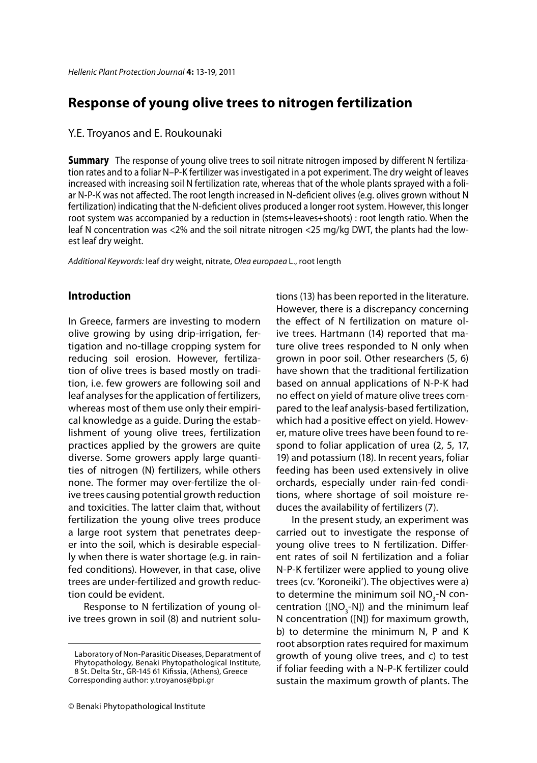# Response of young olive trees to nitrogen fertilization

Y.E. Troyanos and E. Roukounaki

**Summary** The response of young olive trees to soil nitrate nitrogen imposed by different N fertilization rates and to a foliar N–P-K fertilizer was investigated in a pot experiment. The dry weight of leaves increased with increasing soil N fertilization rate, whereas that of the whole plants sprayed with a foliar N-P-K was not affected. The root length increased in N-deficient olives (e.g. olives grown without N fertilization) indicating that the N-deficient olives produced a longer root system. However, this longer root system was accompanied by a reduction in (stems+leaves+shoots) : root length ratio. When the leaf N concentration was <2% and the soil nitrate nitrogen <25 mg/kg DWT, the plants had the lowest leaf dry weight.

*Additional Keywords:* leaf dry weight, nitrate, *Olea europaea* L., root length

## Introduction

In Greece, farmers are investing to modern olive growing by using drip-irrigation, fertigation and no-tillage cropping system for reducing soil erosion. However, fertilization of olive trees is based mostly on tradition, i.e. few growers are following soil and leaf analyses for the application of fertilizers, whereas most of them use only their empirical knowledge as a guide. During the establishment of young olive trees, fertilization practices applied by the growers are quite diverse. Some growers apply large quantities of nitrogen (N) fertilizers, while others none. The former may over-fertilize the olive trees causing potential growth reduction and toxicities. The latter claim that, without fertilization the young olive trees produce a large root system that penetrates deeper into the soil, which is desirable especially when there is water shortage (e.g. in rainfed conditions). However, in that case, olive trees are under-fertilized and growth reduction could be evident.

Response to N fertilization of young olive trees grown in soil (8) and nutrient solutions (13) has been reported in the literature. However, there is a discrepancy concerning the effect of N fertilization on mature olive trees. Hartmann (14) reported that mature olive trees responded to N only when grown in poor soil. Other researchers (5, 6) have shown that the traditional fertilization based on annual applications of N-P-K had no effect on yield of mature olive trees compared to the leaf analysis-based fertilization, which had a positive effect on yield. However, mature olive trees have been found to respond to foliar application of urea (2, 5, 17, 19) and potassium (18). In recent years, foliar feeding has been used extensively in olive orchards, especially under rain-fed conditions, where shortage of soil moisture reduces the availability of fertilizers (7).

In the present study, an experiment was carried out to investigate the response of young olive trees to N fertilization. Different rates of soil N fertilization and a foliar N-P-K fertilizer were applied to young olive trees (cv. 'Koroneiki'). The objectives were a) to determine the minimum soil $NO_3$-N concentration ([$NO_3$-N]) and the minimum leaf N concentration ([N]) for maximum growth, b) to determine the minimum N, P and K root absorption rates required for maximum growth of young olive trees, and c) to test if foliar feeding with a N-P-K fertilizer could sustain the maximum growth of plants. The

---

Laboratory of Non-Parasitic Diseases, Deparatment of Phytopathology, Benaki Phytopathological Institute, 8 St. Delta Str., GR-145 61 Kifissia, (Athens), Greece
Corresponding author: y.troyanos@bpi.gr

© Benaki Phytopathological Institute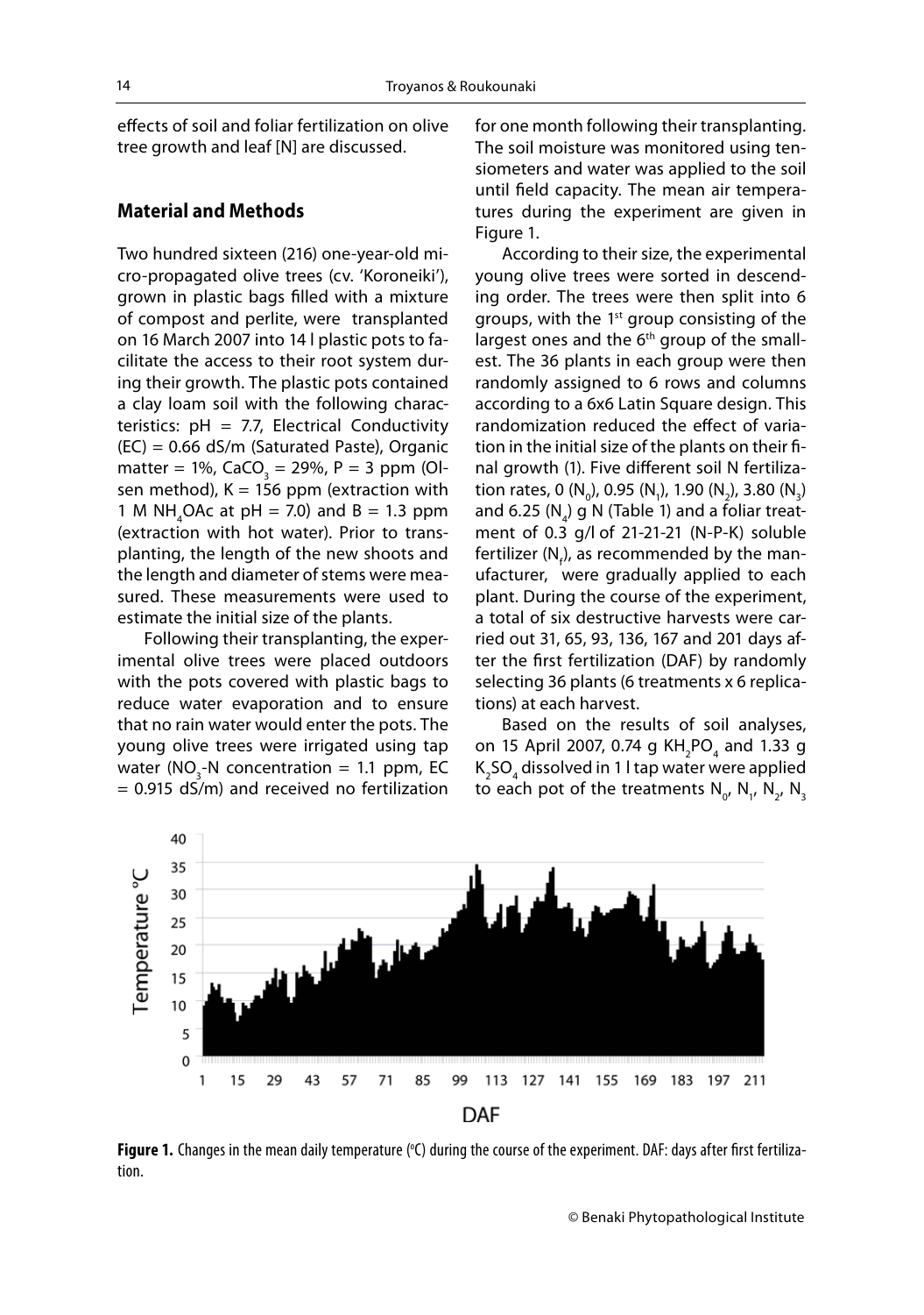effects of soil and foliar fertilization on olive tree growth and leaf [N] are discussed.

## Material and Methods

Two hundred sixteen (216) one-year-old micro-propagated olive trees (cv. 'Koroneiki'), grown in plastic bags filled with a mixture of compost and perlite, were transplanted on 16 March 2007 into 14 l plastic pots to facilitate the access to their root system during their growth. The plastic pots contained a clay loam soil with the following characteristics: pH = 7.7, Electrical Conductivity (EC) = 0.66 dS/m (Saturated Paste), Organic matter = 1%, $CaCO_3$ = 29%, P = 3 ppm (Olsen method), K = 156 ppm (extraction with 1 M $NH_4OAc$ at pH = 7.0) and B = 1.3 ppm (extraction with hot water). Prior to transplanting, the length of the new shoots and the length and diameter of stems were measured. These measurements were used to estimate the initial size of the plants.

Following their transplanting, the experimental olive trees were placed outdoors with the pots covered with plastic bags to reduce water evaporation and to ensure that no rain water would enter the pots. The young olive trees were irrigated using tap water ($NO_3$-N concentration = 1.1 ppm, EC = 0.915 dS/m) and received no fertilization for one month following their transplanting. The soil moisture was monitored using tensiometers and water was applied to the soil until field capacity. The mean air temperatures during the experiment are given in Figure 1.

According to their size, the experimental young olive trees were sorted in descending order. The trees were then split into 6 groups, with the 1st group consisting of the largest ones and the 6th group of the smallest. The 36 plants in each group were then randomly assigned to 6 rows and columns according to a 6x6 Latin Square design. This randomization reduced the effect of variation in the initial size of the plants on their final growth (1). Five different soil N fertilization rates, 0 ($N_0$), 0.95 ($N_1$), 1.90 ($N_2$), 3.80 ($N_3$) and 6.25 ($N_4$) g N (Table 1) and a foliar treatment of 0.3 g/l of 21-21-21 (N-P-K) soluble fertilizer ($N_f$), as recommended by the manufacturer, were gradually applied to each plant. During the course of the experiment, a total of six destructive harvests were carried out 31, 65, 93, 136, 167 and 201 days after the first fertilization (DAF) by randomly selecting 36 plants (6 treatments x 6 replications) at each harvest.

Based on the results of soil analyses, on 15 April 2007, 0.74 g $KH_2PO_4$ and 1.33 g $K_2SO_4$ dissolved in 1 l tap water were applied to each pot of the treatments $N_0$, $N_1$, $N_2$, $N_3$

**Figure 1.** Changes in the mean daily temperature (°C) during the course of the experiment. DAF: days after first fertilization.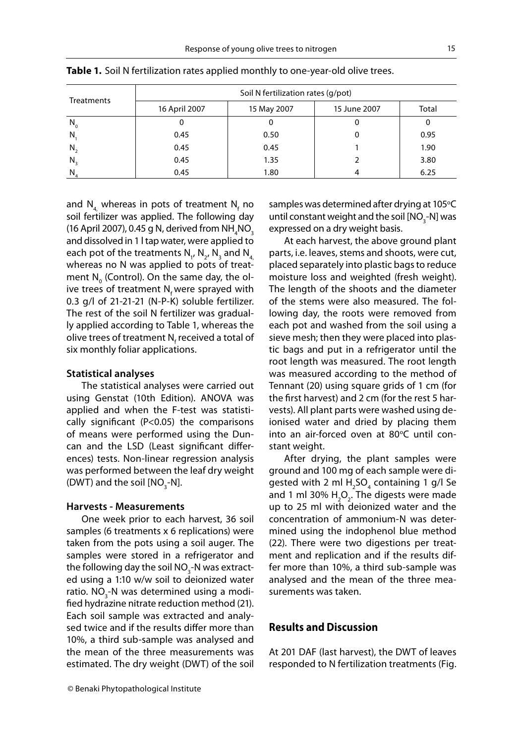**Table 1.** Soil N fertilization rates applied monthly to one-year-old olive trees.

| Treatments | Soil N fertilization rates (g/pot) | | | |
|---|---|---|---|---|
| | 16 April 2007 | 15 May 2007 | 15 June 2007 | Total |
| $N_0$ | 0 | 0 | 0 | 0 |
| $N_1$ | 0.45 | 0.50 | 0 | 0.95 |
| $N_2$ | 0.45 | 0.45 | 1 | 1.90 |
| $N_3$ | 0.45 | 1.35 | 2 | 3.80 |
| $N_4$ | 0.45 | 1.80 | 4 | 6.25 |

and $N_4$, whereas in pots of treatment $N_f$ no soil fertilizer was applied. The following day (16 April 2007), 0.45 g N, derived from $NH_4NO_3$ and dissolved in 1 l tap water, were applied to each pot of the treatments $N_1$, $N_2$, $N_3$ and $N_4$, whereas no N was applied to pots of treatment $N_0$ (Control). On the same day, the olive trees of treatment $N_f$ were sprayed with 0.3 g/l of 21-21-21 (N-P-K) soluble fertilizer. The rest of the soil N fertilizer was gradually applied according to Table 1, whereas the olive trees of treatment $N_f$ received a total of six monthly foliar applications.

#### Statistical analyses

The statistical analyses were carried out using Genstat (10th Edition). ANOVA was applied and when the F-test was statistically significant ($P<0.05$) the comparisons of means were performed using the Duncan and the LSD (Least significant differences) tests. Non-linear regression analysis was performed between the leaf dry weight (DWT) and the soil [$NO_3$-N].

#### Harvests - Measurements

One week prior to each harvest, 36 soil samples (6 treatments x 6 replications) were taken from the pots using a soil auger. The samples were stored in a refrigerator and the following day the soil $NO_3$-N was extracted using a 1:10 w/w soil to deionized water ratio. $NO_3$-N was determined using a modified hydrazine nitrate reduction method (21). Each soil sample was extracted and analysed twice and if the results differ more than 10%, a third sub-sample was analysed and the mean of the three measurements was estimated. The dry weight (DWT) of the soil samples was determined after drying at 105°C until constant weight and the soil [$NO_3$-N] was expressed on a dry weight basis.

At each harvest, the above ground plant parts, i.e. leaves, stems and shoots, were cut, placed separately into plastic bags to reduce moisture loss and weighted (fresh weight). The length of the shoots and the diameter of the stems were also measured. The following day, the roots were removed from each pot and washed from the soil using a sieve mesh; then they were placed into plastic bags and put in a refrigerator until the root length was measured. The root length was measured according to the method of Tennant (20) using square grids of 1 cm (for the first harvest) and 2 cm (for the rest 5 harvests). All plant parts were washed using deionised water and dried by placing them into an air-forced oven at 80°C until constant weight.

After drying, the plant samples were ground and 100 mg of each sample were digested with 2 ml $H_2SO_4$ containing 1 g/l Se and 1 ml 30% $H_2O_2$. The digests were made up to 25 ml with deionized water and the concentration of ammonium-N was determined using the indophenol blue method (22). There were two digestions per treatment and replication and if the results differ more than 10%, a third sub-sample was analysed and the mean of the three measurements was taken.

## Results and Discussion

At 201 DAF (last harvest), the DWT of leaves responded to N fertilization treatments (Fig.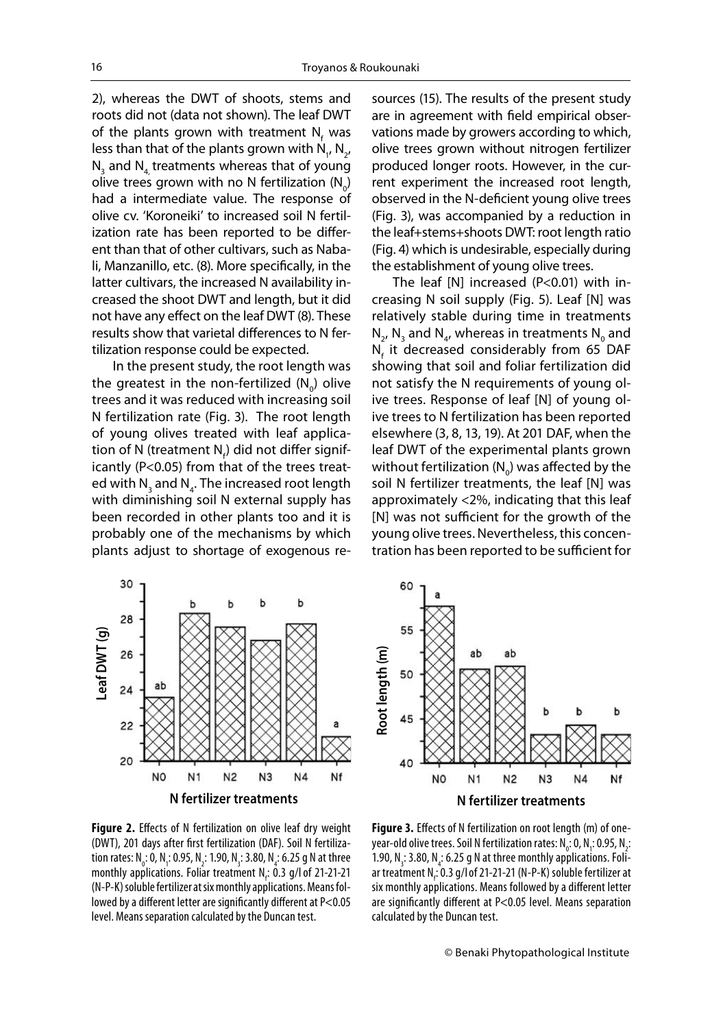2), whereas the DWT of shoots, stems and roots did not (data not shown). The leaf DWT of the plants grown with treatment $N_f$ was less than that of the plants grown with $N_1$, $N_2$, $N_3$ and $N_4$ treatments whereas that of young olive trees grown with no N fertilization ($N_0$) had a intermediate value. The response of olive cv. 'Koroneiki' to increased soil N fertilization rate has been reported to be different than that of other cultivars, such as Nabali, Manzanillo, etc. (8). More specifically, in the latter cultivars, the increased N availability increased the shoot DWT and length, but it did not have any effect on the leaf DWT (8). These results show that varietal differences to N fertilization response could be expected.

In the present study, the root length was the greatest in the non-fertilized ($N_0$) olive trees and it was reduced with increasing soil N fertilization rate (Fig. 3). The root length of young olives treated with leaf application of N (treatment $N_f$) did not differ significantly ($P<0.05$) from that of the trees treated with $N_3$ and $N_4$. The increased root length with diminishing soil N external supply has been recorded in other plants too and it is probably one of the mechanisms by which plants adjust to shortage of exogenous resources (15). The results of the present study are in agreement with field empirical observations made by growers according to which, olive trees grown without nitrogen fertilizer produced longer roots. However, in the current experiment the increased root length, observed in the N-deficient young olive trees (Fig. 3), was accompanied by a reduction in the leaf+stems+shoots DWT: root length ratio (Fig. 4) which is undesirable, especially during the establishment of young olive trees.

The leaf [N] increased ($P<0.01$) with increasing N soil supply (Fig. 5). Leaf [N] was relatively stable during time in treatments $N_2$, $N_3$ and $N_4$, whereas in treatments $N_0$ and $N_f$ it decreased considerably from 65 DAF showing that soil and foliar fertilization did not satisfy the N requirements of young olive trees. Response of leaf [N] of young olive trees to N fertilization has been reported elsewhere (3, 8, 13, 19). At 201 DAF, when the leaf DWT of the experimental plants grown without fertilization ($N_0$) was affected by the soil N fertilizer treatments, the leaf [N] was approximately <2%, indicating that this leaf [N] was not sufficient for the growth of the young olive trees. Nevertheless, this concentration has been reported to be sufficient for

**Figure 2.** Effects of N fertilization on olive leaf dry weight (DWT), 201 days after first fertilization (DAF). Soil N fertilization rates: $N_0$: 0, $N_1$: 0.95, $N_2$: 1.90, $N_3$: 3.80, $N_4$: 6.25 g N at three monthly applications. Foliar treatment $N_f$: 0.3 g/l of 21-21-21 (N-P-K) soluble fertilizer at six monthly applications. Means followed by a different letter are significantly different at $P<0.05$ level. Means separation calculated by the Duncan test.

**Figure 3.** Effects of N fertilization on root length (m) of one-year-old olive trees. Soil N fertilization rates: $N_0$: 0, $N_1$: 0.95, $N_2$: 1.90, $N_3$: 3.80, $N_4$: 6.25 g N at three monthly applications. Foliar treatment $N_f$: 0.3 g/l of 21-21-21 (N-P-K) soluble fertilizer at six monthly applications. Means followed by a different letter are significantly different at $P<0.05$ level. Means separation calculated by the Duncan test.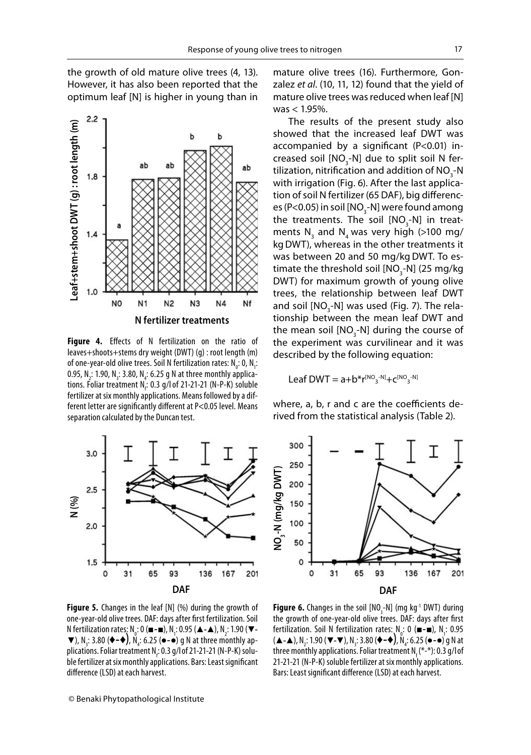the growth of old mature olive trees (4, 13). However, it has also been reported that the optimum leaf [N] is higher in young than in mature olive trees (16). Furthermore, Gonzalez *et al*. (10, 11, 12) found that the yield of mature olive trees was reduced when leaf [N] was < 1.95%.

**Figure 4.** Effects of N fertilization on the ratio of leaves+shoots+stems dry weight (DWT) (g) : root length (m) of one-year-old olive trees. Soil N fertilization rates: $N_0$: 0, $N_1$: 0.95, $N_2$: 1.90, $N_3$: 3.80, $N_4$: 6.25 g N at three monthly applications. Foliar treatment $N_f$: 0.3 g/l of 21-21-21 (N-P-K) soluble fertilizer at six monthly applications. Means followed by a different letter are significantly different at P<0.05 level. Means separation calculated by the Duncan test.

The results of the present study also showed that the increased leaf DWT was accompanied by a significant (P<0.01) increased soil [$NO_3$-N] due to split soil N fertilization, nitrification and addition of $NO_3$-N with irrigation (Fig. 6). After the last application of soil N fertilizer (65 DAF), big differences (P<0.05) in soil [$NO_3$-N] were found among the treatments. The soil [$NO_3$-N] in treatments $N_3$ and $N_4$ was very high (>100 mg/kg DWT), whereas in the other treatments it was between 20 and 50 mg/kg DWT. To estimate the threshold soil [$NO_3$-N] (25 mg/kg DWT) for maximum growth of young olive trees, the relationship between leaf DWT and soil [$NO_3$-N] was used (Fig. 7). The relationship between the mean leaf DWT and the mean soil [$NO_3$-N] during the course of the experiment was curvilinear and it was described by the following equation:

$$\text{Leaf DWT} = a + b{*}r^{[NO_3\text{-}N]} + c^{[NO_3\text{-}N]}$$

where, a, b, r and c are the coefficients derived from the statistical analysis (Table 2).

**Figure 5.** Changes in the leaf [N] (%) during the growth of one-year-old olive trees. DAF: days after first fertilization. Soil N fertilization rates: $N_0$: 0 (■-■), $N_1$: 0.95 (▲-▲), $N_2$: 1.90 (▼-▼), $N_3$: 3.80 (♦-♦), $N_4$: 6.25 (●-●) g N at three monthly applications. Foliar treatment $N_f$: 0.3 g/l of 21-21-21 (N-P-K) soluble fertilizer at six monthly applications. Bars: Least significant difference (LSD) at each harvest.

**Figure 6.** Changes in the soil [$NO_3$-N] (mg $kg^{-1}$ DWT) during the growth of one-year-old olive trees. DAF: days after first fertilization. Soil N fertilization rates: $N_0$: 0 (■-■), $N_1$: 0.95 (▲-▲), $N_2$: 1.90 (▼-▼), $N_3$: 3.80 (♦-♦), $N_4$: 6.25 (●-●) g N at three monthly applications. Foliar treatment $N_f$ (*-*): 0.3 g/l of 21-21-21 (N-P-K) soluble fertilizer at six monthly applications. Bars: Least significant difference (LSD) at each harvest.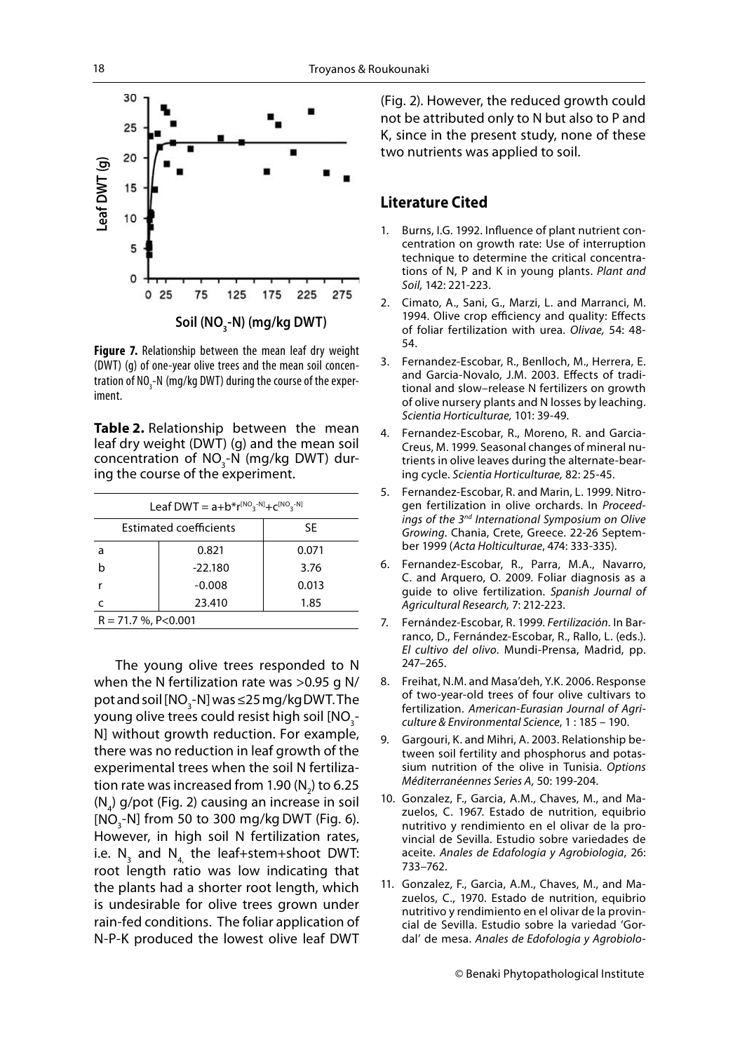**Figure 7.** Relationship between the mean leaf dry weight (DWT) (g) of one-year olive trees and the mean soil concentration of $NO_3$-N (mg/kg DWT) during the course of the experiment.

**Table 2.** Relationship between the mean leaf dry weight (DWT) (g) and the mean soil concentration of $NO_3$-N (mg/kg DWT) during the course of the experiment.

| Leaf DWT = $a+b*r^{[NO_3\text{-}N]}+c^{[NO_3\text{-}N]}$ | | |
|---|---|---|
| Estimated coefficients | | SE |
| a | 0.821 | 0.071 |
| b | -22.180 | 3.76 |
| r | -0.008 | 0.013 |
| c | 23.410 | 1.85 |
| R = 71.7 %, P<0.001 | | |

The young olive trees responded to N when the N fertilization rate was >0.95 g N/pot and soil [$NO_3$-N] was ≤25 mg/kg DWT. The young olive trees could resist high soil [$NO_3$-N] without growth reduction. For example, there was no reduction in leaf growth of the experimental trees when the soil N fertilization rate was increased from 1.90 ($N_2$) to 6.25 ($N_4$) g/pot (Fig. 2) causing an increase in soil [$NO_3$-N] from 50 to 300 mg/kg DWT (Fig. 6). However, in high soil N fertilization rates, i.e. $N_3$ and $N_4$ the leaf+stem+shoot DWT: root length ratio was low indicating that the plants had a shorter root length, which is undesirable for olive trees grown under rain-fed conditions. The foliar application of N-P-K produced the lowest olive leaf DWT (Fig. 2). However, the reduced growth could not be attributed only to N but also to P and K, since in the present study, none of these two nutrients was applied to soil.

## Literature Cited

1. Burns, I.G. 1992. Influence of plant nutrient concentration on growth rate: Use of interruption technique to determine the critical concentrations of N, P and K in young plants. *Plant and Soil,* 142: 221-223.
2. Cimato, A., Sani, G., Marzi, L. and Marranci, M. 1994. Olive crop efficiency and quality: Effects of foliar fertilization with urea. *Olivae,* 54: 48-54.
3. Fernandez-Escobar, R., Benlloch, M., Herrera, E. and Garcia-Novalo, J.M. 2003. Effects of traditional and slow–release N fertilizers on growth of olive nursery plants and N losses by leaching. *Scientia Horticulturae,* 101: 39-49.
4. Fernandez-Escobar, R., Moreno, R. and Garcia-Creus, M. 1999. Seasonal changes of mineral nutrients in olive leaves during the alternate-bearing cycle. *Scientia Horticulturae,* 82: 25-45.
5. Fernandez-Escobar, R. and Marin, L. 1999. Nitrogen fertilization in olive orchards. In *Proceedings of the 3rd International Symposium on Olive Growing*. Chania, Crete, Greece. 22-26 September 1999 (*Acta Holticulturae*, 474: 333-335).
6. Fernandez-Escobar, R., Parra, M.A., Navarro, C. and Arquero, O. 2009. Foliar diagnosis as a guide to olive fertilization. *Spanish Journal of Agricultural Research,* 7: 212-223.
7. Fernández-Escobar, R. 1999. *Fertilización*. In Barranco, D., Fernández-Escobar, R., Rallo, L. (eds.). *El cultivo del olivo*. Mundi-Prensa, Madrid, pp. 247–265.
8. Freihat, N.M. and Masa'deh, Y.K. 2006. Response of two-year-old trees of four olive cultivars to fertilization. *American-Eurasian Journal of Agriculture & Environmental Science*, 1 : 185 – 190.
9. Gargouri, K. and Mihri, A. 2003. Relationship between soil fertility and phosphorus and potassium nutrition of the olive in Tunisia. *Options Méditerranéennes Series A,* 50: 199-204.
10. Gonzalez, F., Garcia, A.M., Chaves, M., and Mazuelos, C. 1967. Estado de nutrition, equibrio nutritivo y rendimiento en el olivar de la provincial de Sevilla. Estudio sobre variedades de aceite. *Anales de Edafologia y Agrobiologia*, 26: 733–762.
11. Gonzalez, F., Garcia, A.M., Chaves, M., and Mazuelos, C., 1970. Estado de nutrition, equibrio nutritivo y rendimiento en el olivar de la provincial de Sevilla. Estudio sobre la variedad 'Gordal' de mesa. *Anales de Edofologia y Agrobiolo-*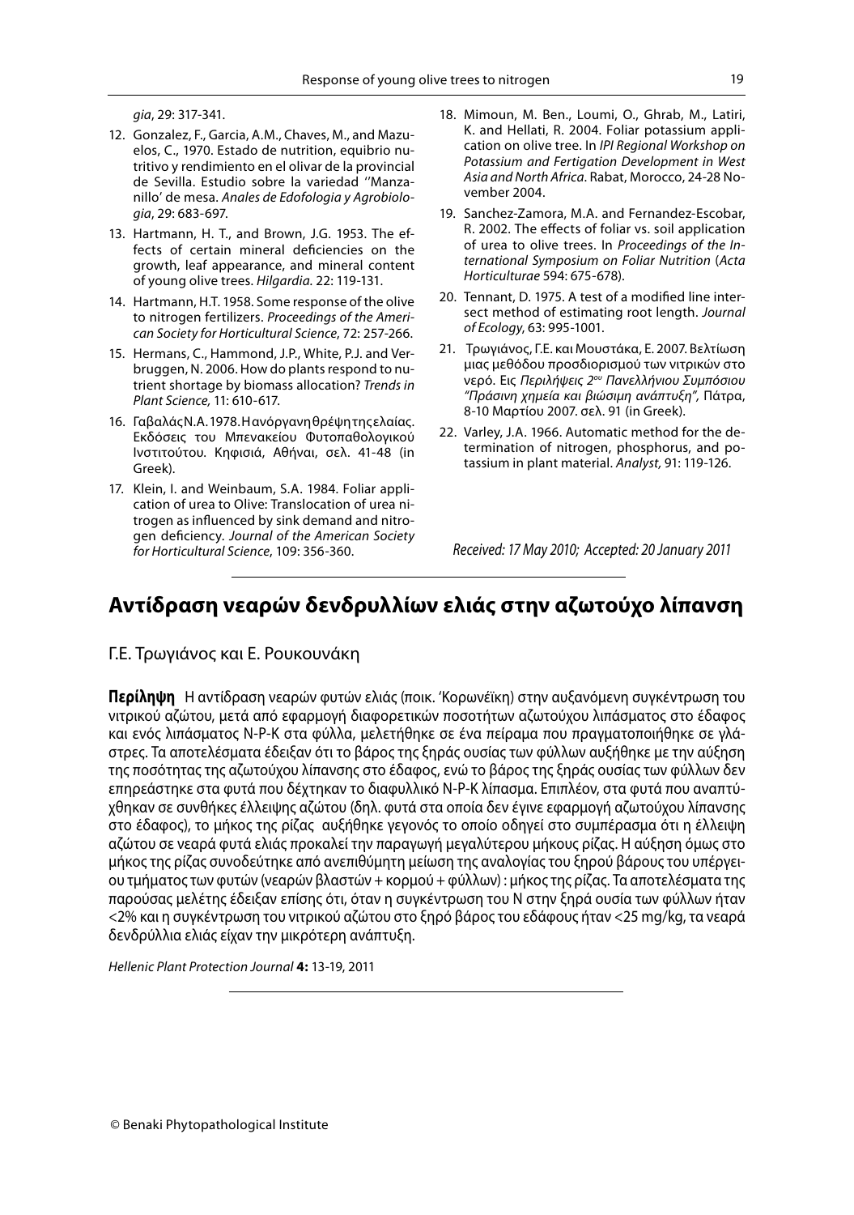gia, 29: 317-341.

12. Gonzalez, F., Garcia, A.M., Chaves, M., and Mazuelos, C., 1970. Estado de nutrition, equibrio nutritivo y rendimiento en el olivar de la provincial de Sevilla. Estudio sobre la variedad ''Manzanillo' de mesa. *Anales de Edofologia y Agrobiologia*, 29: 683-697.
13. Hartmann, H. T., and Brown, J.G. 1953. The effects of certain mineral deficiencies on the growth, leaf appearance, and mineral content of young olive trees. *Hilgardia.* 22: 119-131.
14. Hartmann, H.T. 1958. Some response of the olive to nitrogen fertilizers. *Proceedings of the American Society for Horticultural Science*, 72: 257-266.
15. Hermans, C., Hammond, J.P., White, P.J. and Verbruggen, N. 2006. How do plants respond to nutrient shortage by biomass allocation? *Trends in Plant Science,* 11: 610-617.
16. Γαβαλάς Ν.Α. 1978. Η ανόργανη θρέψη της ελαίας. Εκδόσεις του Μπενακείου Φυτοπαθολογικού Ινστιτούτου. Κηφισιά, Αθήναι, σελ. 41-48 (in Greek).
17. Klein, I. and Weinbaum, S.A. 1984. Foliar application of urea to Olive: Translocation of urea nitrogen as influenced by sink demand and nitrogen deficiency. *Journal of the American Society for Horticultural Science*, 109: 356-360.
18. Mimoun, M. Ben., Loumi, O., Ghrab, M., Latiri, K. and Hellati, R. 2004. Foliar potassium application on olive tree. In *IPI Regional Workshop on Potassium and Fertigation Development in West Asia and North Africa*. Rabat, Morocco, 24-28 November 2004.
19. Sanchez-Zamora, M.A. and Fernandez-Escobar, R. 2002. The effects of foliar vs. soil application of urea to olive trees. In *Proceedings of the International Symposium on Foliar Nutrition* (*Acta Horticulturae* 594: 675-678).
20. Tennant, D. 1975. A test of a modified line intersect method of estimating root length. *Journal of Ecology*, 63: 995-1001.
21. Τρωγιάνος, Γ.Ε. και Μουστάκα, Ε. 2007. Βελτίωση μιας μεθόδου προσδιορισμού των νιτρικών στο νερό. Εις *Περιλήψεις 2ου Πανελλήνιου Συμπόσιου "Πράσινη χημεία και βιώσιμη ανάπτυξη",* Πάτρα, 8-10 Μαρτίου 2007. σελ. 91 (in Greek).
22. Varley, J.A. 1966. Automatic method for the determination of nitrogen, phosphorus, and potassium in plant material. *Analyst,* 91: 119-126.

*Received: 17 May 2010; Accepted: 20 January 2011*

# Αντίδραση νεαρών δενδρυλλίων ελιάς στην αζωτούχο λίπανση

Γ.Ε. Τρωγιάνος και Ε. Ρουκουνάκη

**Περίληψη** Η αντίδραση νεαρών φυτών ελιάς (ποικ. 'Κορωνέϊκη) στην αυξανόμενη συγκέντρωση του νιτρικού αζώτου, μετά από εφαρμογή διαφορετικών ποσοτήτων αζωτούχου λιπάσματος στο έδαφος και ενός λιπάσματος N-P-K στα φύλλα, μελετήθηκε σε ένα πείραμα που πραγματοποιήθηκε σε γλάστρες. Τα αποτελέσματα έδειξαν ότι το βάρος της ξηράς ουσίας των φύλλων αυξήθηκε με την αύξηση της ποσότητας της αζωτούχου λίπανσης στο έδαφος, ενώ το βάρος της ξηράς ουσίας των φύλλων δεν επηρεάστηκε στα φυτά που δέχτηκαν το διαφυλλικό N-P-K λίπασμα. Επιπλέον, στα φυτά που αναπτύχθηκαν σε συνθήκες έλλειψης αζώτου (δηλ. φυτά στα οποία δεν έγινε εφαρμογή αζωτούχου λίπανσης στο έδαφος), το μήκος της ρίζας αυξήθηκε γεγονός το οποίο οδηγεί στο συμπέρασμα ότι η έλλειψη αζώτου σε νεαρά φυτά ελιάς προκαλεί την παραγωγή μεγαλύτερου μήκους ρίζας. Η αύξηση όμως στο μήκος της ρίζας συνοδεύτηκε από ανεπιθύμητη μείωση της αναλογίας του ξηρού βάρους του υπέργειου τμήματος των φυτών (νεαρών βλαστών + κορμού + φύλλων) : μήκος της ρίζας. Τα αποτελέσματα της παρούσας μελέτης έδειξαν επίσης ότι, όταν η συγκέντρωση του N στην ξηρά ουσία των φύλλων ήταν <2% και η συγκέντρωση του νιτρικού αζώτου στο ξηρό βάρος του εδάφους ήταν <25 mg/kg, τα νεαρά δενδρύλλια ελιάς είχαν την μικρότερη ανάπτυξη.

*Hellenic Plant Protection Journal* **4:** 13-19, 2011

© Benaki Phytopathological Institute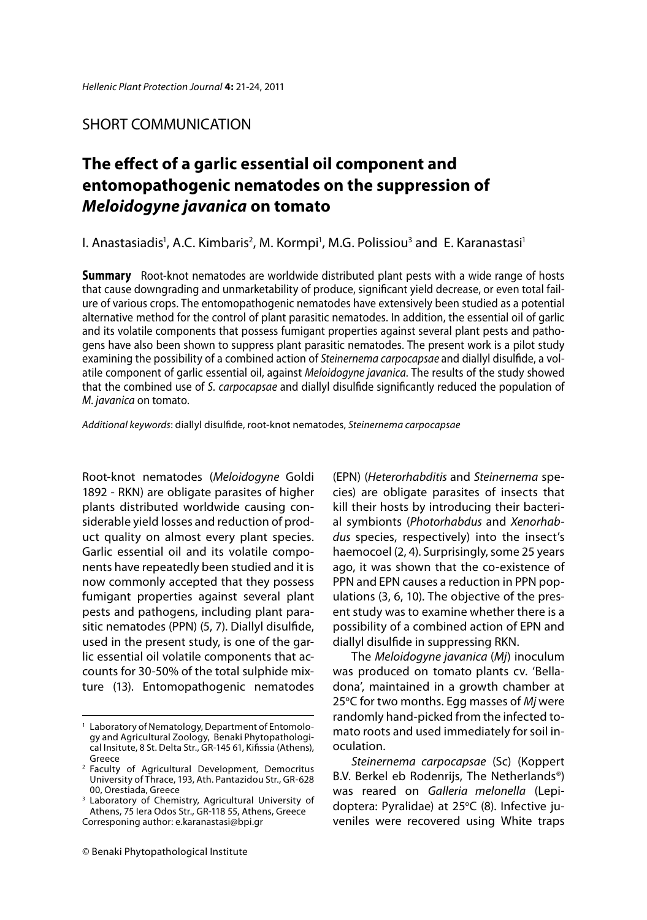SHORT COMMUNICATION

# The effect of a garlic essential oil component and entomopathogenic nematodes on the suppression of *Meloidogyne javanica* on tomato

I. Anastasiadis[1], A.C. Kimbaris[2], M. Kormpi[1], M.G. Polissiou[3] and E. Karanastasi[1]

**Summary** Root-knot nematodes are worldwide distributed plant pests with a wide range of hosts that cause downgrading and unmarketability of produce, significant yield decrease, or even total failure of various crops. The entomopathogenic nematodes have extensively been studied as a potential alternative method for the control of plant parasitic nematodes. In addition, the essential oil of garlic and its volatile components that possess fumigant properties against several plant pests and pathogens have also been shown to suppress plant parasitic nematodes. The present work is a pilot study examining the possibility of a combined action of *Steinernema carpocapsae* and diallyl disulfide, a volatile component of garlic essential oil, against *Meloidogyne javanica*. The results of the study showed that the combined use of *S. carpocapsae* and diallyl disulfide significantly reduced the population of *M. javanica* on tomato.

*Additional keywords*: diallyl disulfide, root-knot nematodes, *Steinernema carpocapsae*

Root-knot nematodes (*Meloidogyne* Goldi 1892 - RKN) are obligate parasites of higher plants distributed worldwide causing considerable yield losses and reduction of product quality on almost every plant species. Garlic essential oil and its volatile components have repeatedly been studied and it is now commonly accepted that they possess fumigant properties against several plant pests and pathogens, including plant parasitic nematodes (PPN) (5, 7). Diallyl disulfide, used in the present study, is one of the garlic essential oil volatile components that accounts for 30-50% of the total sulphide mixture (13). Entomopathogenic nematodes (EPN) (*Heterorhabditis* and *Steinernema* species) are obligate parasites of insects that kill their hosts by introducing their bacterial symbionts (*Photorhabdus* and *Xenorhabdus* species, respectively) into the insect's haemocoel (2, 4). Surprisingly, some 25 years ago, it was shown that the co-existence of PPN and EPN causes a reduction in PPN populations (3, 6, 10). The objective of the present study was to examine whether there is a possibility of a combined action of EPN and diallyl disulfide in suppressing RKN.

The *Meloidogyne javanica* (*Mj*) inoculum was produced on tomato plants cv. 'Belladona', maintained in a growth chamber at 25°C for two months. Egg masses of *Mj* were randomly hand-picked from the infected tomato roots and used immediately for soil inoculation.

*Steinernema carpocapsae* (Sc) (Koppert B.V. Berkel eb Rodenrijs, The Netherlands®) was reared on *Galleria melonella* (Lepidoptera: Pyralidae) at 25°C (8). Infective juveniles were recovered using White traps

---

[1] Laboratory of Nematology, Department of Entomology and Agricultural Zoology, Benaki Phytopathological Insitute, 8 St. Delta Str., GR-145 61, Kifissia (Athens), Greece

[2] Faculty of Agricultural Development, Democritus University of Thrace, 193, Ath. Pantazidou Str., GR-628 00, Orestiada, Greece

[3] Laboratory of Chemistry, Agricultural University of Athens, 75 Iera Odos Str., GR-118 55, Athens, Greece

Corresponing author: e.karanastasi@bpi.gr

© Benaki Phytopathological Institute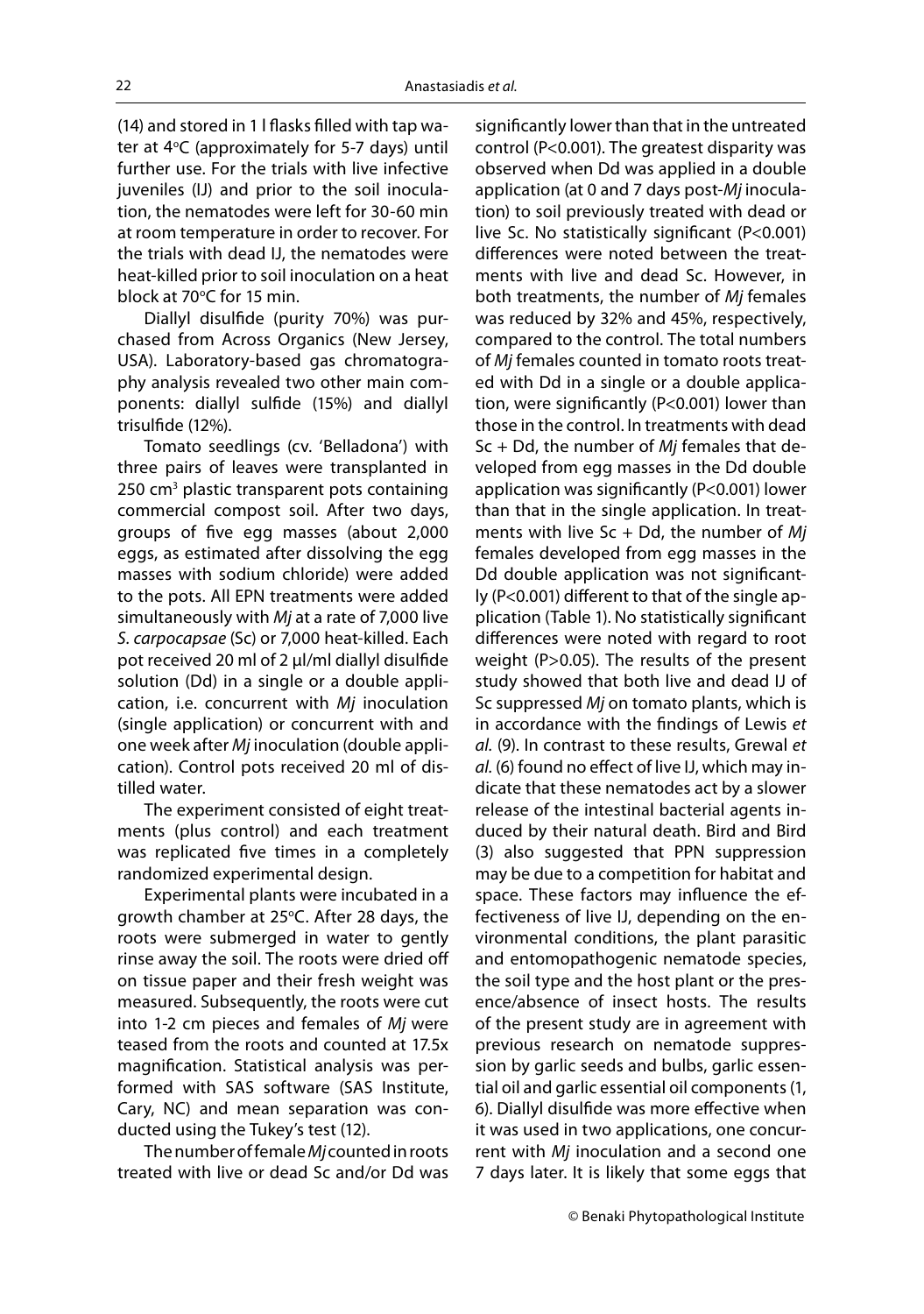(14) and stored in 1 l flasks filled with tap water at 4°C (approximately for 5-7 days) until further use. For the trials with live infective juveniles (IJ) and prior to the soil inoculation, the nematodes were left for 30-60 min at room temperature in order to recover. For the trials with dead IJ, the nematodes were heat-killed prior to soil inoculation on a heat block at 70°C for 15 min.

Diallyl disulfide (purity 70%) was purchased from Across Organics (New Jersey, USA). Laboratory-based gas chromatography analysis revealed two other main components: diallyl sulfide (15%) and diallyl trisulfide (12%).

Tomato seedlings (cv. 'Belladona') with three pairs of leaves were transplanted in 250 $cm^3$ plastic transparent pots containing commercial compost soil. After two days, groups of five egg masses (about 2,000 eggs, as estimated after dissolving the egg masses with sodium chloride) were added to the pots. All EPN treatments were added simultaneously with *Mj* at a rate of 7,000 live *S. carpocapsae* (Sc) or 7,000 heat-killed. Each pot received 20 ml of 2 μl/ml diallyl disulfide solution (Dd) in a single or a double application, i.e. concurrent with *Mj* inoculation (single application) or concurrent with and one week after *Mj* inoculation (double application). Control pots received 20 ml of distilled water.

The experiment consisted of eight treatments (plus control) and each treatment was replicated five times in a completely randomized experimental design.

Experimental plants were incubated in a growth chamber at 25°C. After 28 days, the roots were submerged in water to gently rinse away the soil. The roots were dried off on tissue paper and their fresh weight was measured. Subsequently, the roots were cut into 1-2 cm pieces and females of *Mj* were teased from the roots and counted at 17.5x magnification. Statistical analysis was performed with SAS software (SAS Institute, Cary, NC) and mean separation was conducted using the Tukey's test (12).

The number of female *Mj* counted in roots treated with live or dead Sc and/or Dd was significantly lower than that in the untreated control ($P<0.001$). The greatest disparity was observed when Dd was applied in a double application (at 0 and 7 days post-*Mj* inoculation) to soil previously treated with dead or live Sc. No statistically significant ($P<0.001$) differences were noted between the treatments with live and dead Sc. However, in both treatments, the number of *Mj* females was reduced by 32% and 45%, respectively, compared to the control. The total numbers of *Mj* females counted in tomato roots treated with Dd in a single or a double application, were significantly ($P<0.001$) lower than those in the control. In treatments with dead Sc + Dd, the number of *Mj* females that developed from egg masses in the Dd double application was significantly ($P<0.001$) lower than that in the single application. In treatments with live Sc + Dd, the number of *Mj* females developed from egg masses in the Dd double application was not significantly ($P<0.001$) different to that of the single application (Table 1). No statistically significant differences were noted with regard to root weight ($P>0.05$). The results of the present study showed that both live and dead IJ of Sc suppressed *Mj* on tomato plants, which is in accordance with the findings of Lewis *et al.* (9). In contrast to these results, Grewal *et al.* (6) found no effect of live IJ, which may indicate that these nematodes act by a slower release of the intestinal bacterial agents induced by their natural death. Bird and Bird (3) also suggested that PPN suppression may be due to a competition for habitat and space. These factors may influence the effectiveness of live IJ, depending on the environmental conditions, the plant parasitic and entomopathogenic nematode species, the soil type and the host plant or the presence/absence of insect hosts. The results of the present study are in agreement with previous research on nematode suppression by garlic seeds and bulbs, garlic essential oil and garlic essential oil components (1, 6). Diallyl disulfide was more effective when it was used in two applications, one concurrent with *Mj* inoculation and a second one 7 days later. It is likely that some eggs that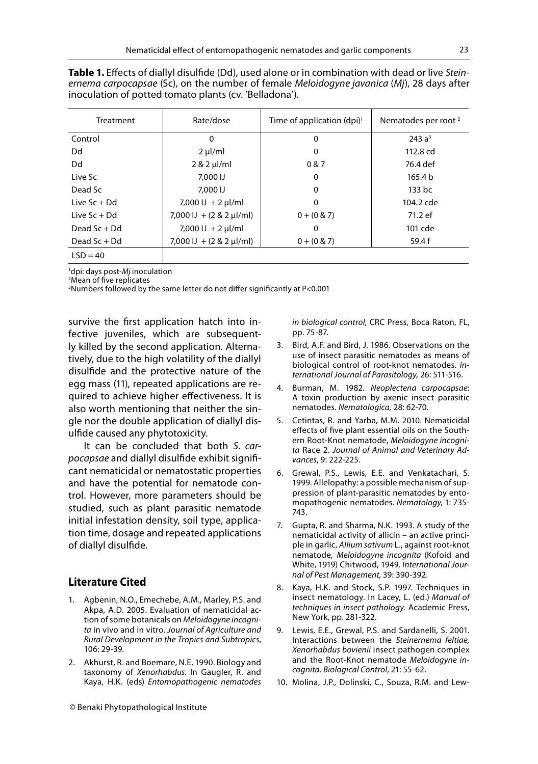**Table 1.** Effects of diallyl disulfide (Dd), used alone or in combination with dead or live *Steinernema carpocapsae* (Sc), on the number of female *Meloidogyne javanica* (*Mj*), 28 days after inoculation of potted tomato plants (cv. 'Belladona').

| Treatment | Rate/dose | Time of application (dpi)[1] | Nematodes per root [2] |
|---|---|---|---|
| Control | 0 | 0 | 243 a[3] |
| Dd | 2 µl/ml | 0 | 112.8 cd |
| Dd | 2 & 2 µl/ml | 0 & 7 | 76.4 def |
| Live Sc | 7,000 IJ | 0 | 165.4 b |
| Dead Sc | 7,000 IJ | 0 | 133 bc |
| Live Sc + Dd | 7,000 IJ + 2 µl/ml | 0 | 104.2 cde |
| Live Sc + Dd | 7,000 IJ + (2 & 2 µl/ml) | 0 + (0 & 7) | 71.2 ef |
| Dead Sc + Dd | 7,000 IJ + 2 µl/ml | 0 | 101 cde |
| Dead Sc + Dd | 7,000 IJ + (2 & 2 µl/ml) | 0 + (0 & 7) | 59.4 f |
| LSD = 40 | | | |

[1]dpi: days post-*Mj* inoculation
[2]Mean of five replicates
[3]Numbers followed by the same letter do not differ significantly at P<0.001

survive the first application hatch into infective juveniles, which are subsequently killed by the second application. Alternatively, due to the high volatility of the diallyl disulfide and the protective nature of the egg mass (11), repeated applications are required to achieve higher effectiveness. It is also worth mentioning that neither the single nor the double application of diallyl disulfide caused any phytotoxicity.

It can be concluded that both *S. carpocapsae* and diallyl disulfide exhibit significant nematicidal or nematostatic properties and have the potential for nematode control. However, more parameters should be studied, such as plant parasitic nematode initial infestation density, soil type, application time, dosage and repeated applications of diallyl disulfide.

## Literature Cited

1. Agbenin, N.O., Emechebe, A.M., Marley, P.S. and Akpa, A.D. 2005. Evaluation of nematicidal action of some botanicals on *Meloidogyne incognita* in vivo and in vitro. *Journal of Agriculture and Rural Development in the Tropics and Subtropics*, 106: 29-39.
2. Akhurst, R. and Boemare, N.E. 1990. Biology and taxonomy of *Xenorhabdus*. In Gaugler, R. and Kaya, H.K. (eds) *Entomopathogenic nematodes in biological control*, CRC Press, Boca Raton, FL, pp. 75-87.
3. Bird, A.F. and Bird, J. 1986. Observations on the use of insect parasitic nematodes as means of biological control of root-knot nematodes. *International Journal of Parasitology,* 26: 511-516.
4. Burman, M. 1982. *Neoplectena carpocapsae*: A toxin production by axenic insect parasitic nematodes. *Nematologica,* 28: 62-70.
5. Cetintas, R. and Yarba, M.M. 2010. Nematicidal effects of five plant essential oils on the Southern Root-Knot nematode, *Meloidogyne incognita* Race 2. *Journal of Animal and Veterinary Advances*, 9: 222-225.
6. Grewal, P.S., Lewis, E.E. and Venkatachari, S. 1999. Allelopathy: a possible mechanism of suppression of plant-parasitic nematodes by entomopathogenic nematodes. *Nematology,* 1: 735-743.
7. Gupta, R. and Sharma, N.K. 1993. A study of the nematicidal activity of allicin – an active principle in garlic, *Allium sativum* L., against root-knot nematode, *Meloidogyne incognita* (Kofoid and White, 1919) Chitwood, 1949. *International Journal of Pest Management,* 39: 390-392.
8. Kaya, H.K. and Stock, S.P. 1997. Techniques in insect nematology. In Lacey, L. (ed.) *Manual of techniques in insect pathology.* Academic Press, New York, pp. 281-322.
9. Lewis, E.E., Grewal, P.S. and Sardanelli, S. 2001. Interactions between the *Steinernema feltiae, Xenorhabdus bovienii* insect pathogen complex and the Root-Knot nematode *Meloidogyne incognita. Biological Control*, 21: 55-62.
10. Molina, J.P., Dolinski, C., Souza, R.M. and Lew-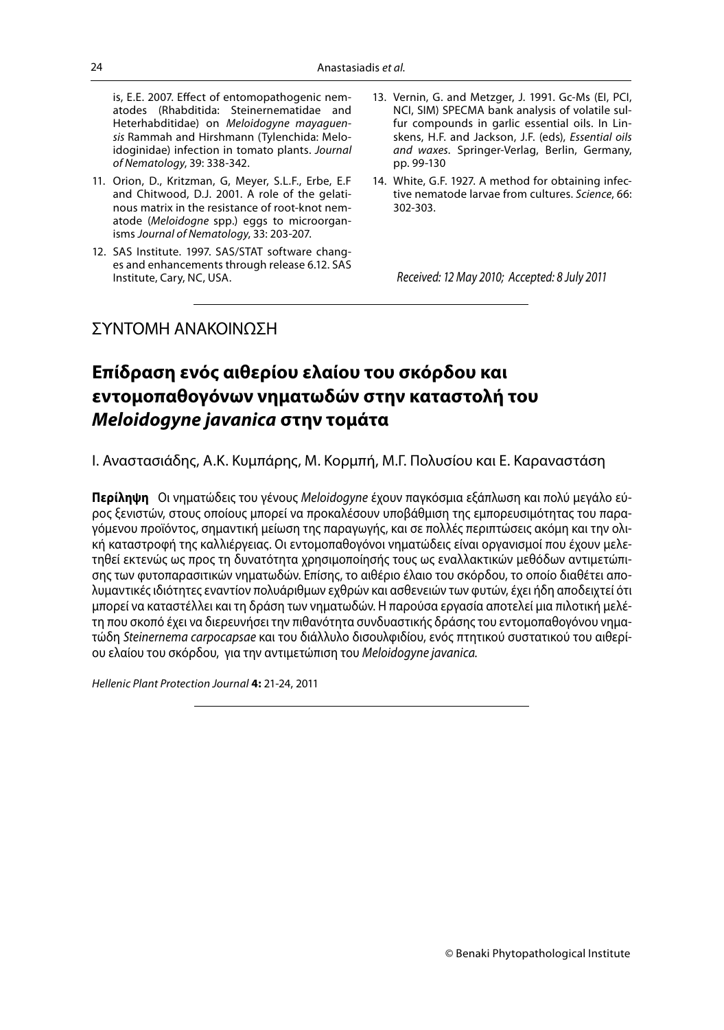is, E.E. 2007. Effect of entomopathogenic nematodes (Rhabditida: Steinernematidae and Heterhabditidae) on *Meloidogyne mayaguensis* Rammah and Hirshmann (Tylenchida: Meloidoginidae) infection in tomato plants. *Journal of Nematology*, 39: 338-342.

11. Orion, D., Kritzman, G, Meyer, S.L.F., Erbe, E.F and Chitwood, D.J. 2001. A role of the gelatinous matrix in the resistance of root-knot nematode (*Meloidogne* spp.) eggs to microorganisms *Journal of Nematology*, 33: 203-207.
12. SAS Institute. 1997. SAS/STAT software changes and enhancements through release 6.12. SAS Institute, Cary, NC, USA.
13. Vernin, G. and Metzger, J. 1991. Gc-Ms (EI, PCI, NCI, SIM) SPECMA bank analysis of volatile sulfur compounds in garlic essential oils. In Linskens, H.F. and Jackson, J.F. (eds), *Essential oils and waxes*. Springer-Verlag, Berlin, Germany, pp. 99-130
14. White, G.F. 1927. A method for obtaining infective nematode larvae from cultures. *Science*, 66: 302-303.

*Received: 12 May 2010; Accepted: 8 July 2011*

---

ΣΥΝΤΟΜΗ ΑΝΑΚΟΙΝΩΣΗ

# Επίδραση ενός αιθερίου ελαίου του σκόρδου και εντομοπαθογόνων νηματωδών στην καταστολή του *Meloidogyne javanica* στην τομάτα

Ι. Αναστασιάδης, Α.Κ. Κυμπάρης, Μ. Κορμπή, Μ.Γ. Πολυσίου και Ε. Καραναστάση

**Περίληψη** Οι νηματώδεις του γένους *Meloidogyne* έχουν παγκόσμια εξάπλωση και πολύ μεγάλο εύρος ξενιστών, στους οποίους μπορεί να προκαλέσουν υποβάθμιση της εμπορευσιμότητας του παραγόμενου προϊόντος, σημαντική μείωση της παραγωγής, και σε πολλές περιπτώσεις ακόμη και την ολική καταστροφή της καλλιέργειας. Οι εντομοπαθογόνοι νηματώδεις είναι οργανισμοί που έχουν μελετηθεί εκτενώς ως προς τη δυνατότητα χρησιμοποίησής τους ως εναλλακτικών μεθόδων αντιμετώπισης των φυτοπαρασιτικών νηματωδών. Επίσης, το αιθέριο έλαιο του σκόρδου, το οποίο διαθέτει απολυμαντικές ιδιότητες εναντίον πολυάριθμων εχθρών και ασθενειών των φυτών, έχει ήδη αποδειχτεί ότι μπορεί να καταστέλλει και τη δράση των νηματωδών. Η παρούσα εργασία αποτελεί μια πιλοτική μελέτη που σκοπό έχει να διερευνήσει την πιθανότητα συνδυαστικής δράσης του εντομοπαθογόνου νηματώδη *Steinernema carpocapsae* και του διάλλυλο δισουλφιδίου, ενός πτητικού συστατικού του αιθερίου ελαίου του σκόρδου, για την αντιμετώπιση του *Meloidogyne javanica.*

*Hellenic Plant Protection Journal* **4:** 21-24, 2011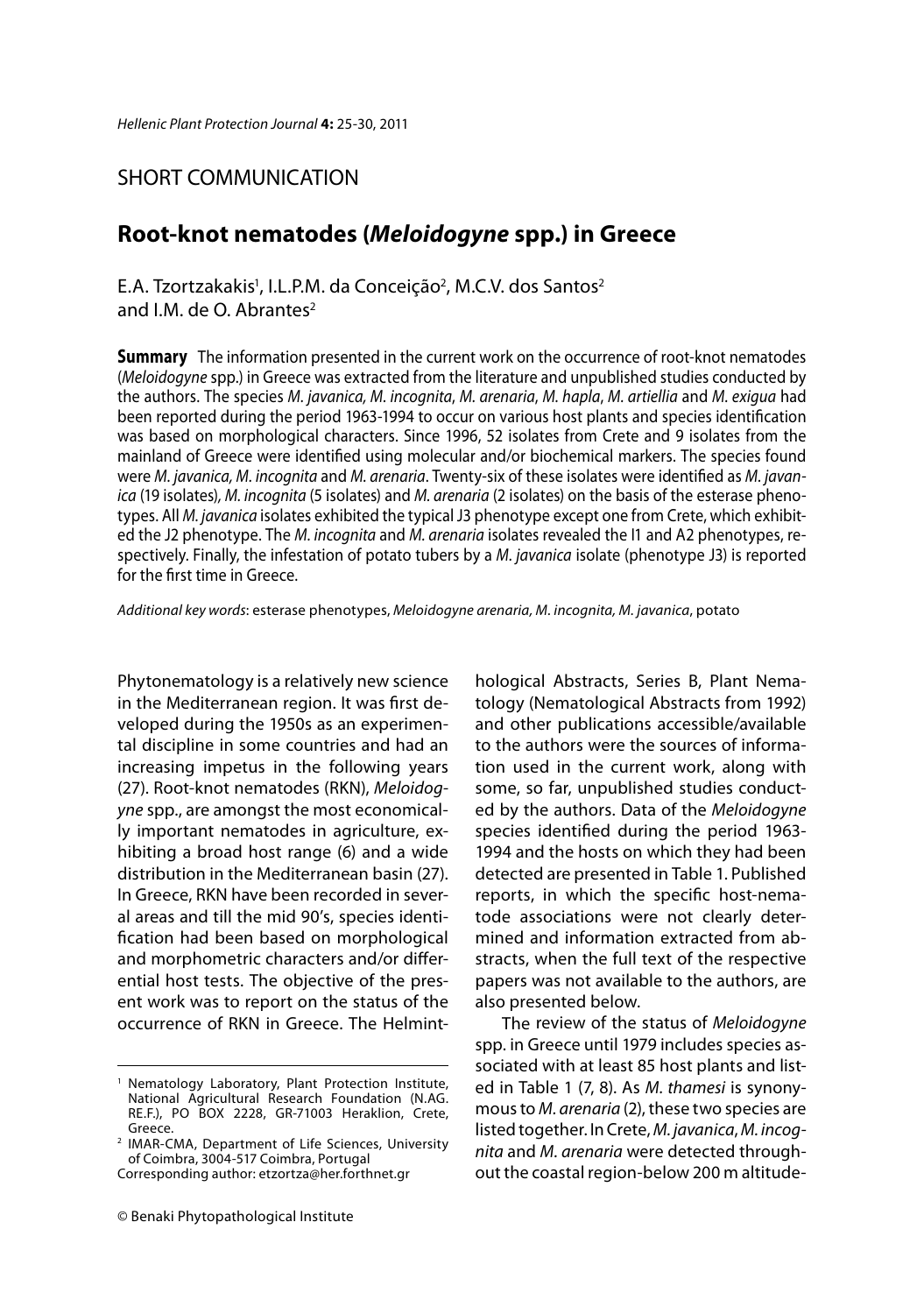SHORT COMMUNICATION

# Root-knot nematodes (*Meloidogyne* spp.) in Greece

E.A. Tzortzakakis[1], I.L.P.M. da Conceição[2], M.C.V. dos Santos[2] and I.M. de O. Abrantes[2]

**Summary** The information presented in the current work on the occurrence of root-knot nematodes (*Meloidogyne* spp.) in Greece was extracted from the literature and unpublished studies conducted by the authors. The species *M. javanica, M. incognita*, *M. arenaria*, *M. hapla*, *M. artiellia* and *M. exigua* had been reported during the period 1963-1994 to occur on various host plants and species identification was based on morphological characters. Since 1996, 52 isolates from Crete and 9 isolates from the mainland of Greece were identified using molecular and/or biochemical markers. The species found were *M. javanica, M. incognita* and *M. arenaria*. Twenty-six of these isolates were identified as *M. javanica* (19 isolates), *M. incognita* (5 isolates) and *M. arenaria* (2 isolates) on the basis of the esterase phenotypes. All *M. javanica* isolates exhibited the typical J3 phenotype except one from Crete, which exhibited the J2 phenotype. The *M. incognita* and *M. arenaria* isolates revealed the I1 and A2 phenotypes, respectively. Finally, the infestation of potato tubers by a *M. javanica* isolate (phenotype J3) is reported for the first time in Greece.

*Additional key words*: esterase phenotypes, *Meloidogyne arenaria, M. incognita, M. javanica*, potato

Phytonematology is a relatively new science in the Mediterranean region. It was first developed during the 1950s as an experimental discipline in some countries and had an increasing impetus in the following years (27). Root-knot nematodes (RKN), *Meloidogyne* spp., are amongst the most economically important nematodes in agriculture, exhibiting a broad host range (6) and a wide distribution in the Mediterranean basin (27). In Greece, RKN have been recorded in several areas and till the mid 90's, species identification had been based on morphological and morphometric characters and/or differential host tests. The objective of the present work was to report on the status of the occurrence of RKN in Greece. The Helminthological Abstracts, Series B, Plant Nematology (Nematological Abstracts from 1992) and other publications accessible/available to the authors were the sources of information used in the current work, along with some, so far, unpublished studies conducted by the authors. Data of the *Meloidogyne* species identified during the period 1963-1994 and the hosts on which they had been detected are presented in Table 1. Published reports, in which the specific host-nematode associations were not clearly determined and information extracted from abstracts, when the full text of the respective papers was not available to the authors, are also presented below.

The review of the status of *Meloidogyne* spp. in Greece until 1979 includes species associated with at least 85 host plants and listed in Table 1 (7, 8). As *M. thamesi* is synonymous to *M. arenaria* (2), these two species are listed together. In Crete, *M. javanica*, *M. incognita* and *M. arenaria* were detected throughout the coastal region-below 200 m altitude-

---

[1] Nematology Laboratory, Plant Protection Institute, National Agricultural Research Foundation (N.AG. RE.F.), PO BOX 2228, GR-71003 Heraklion, Crete, Greece.

[2] IMAR-CMA, Department of Life Sciences, University of Coimbra, 3004-517 Coimbra, Portugal

Corresponding author: etzortza@her.forthnet.gr

© Benaki Phytopathological Institute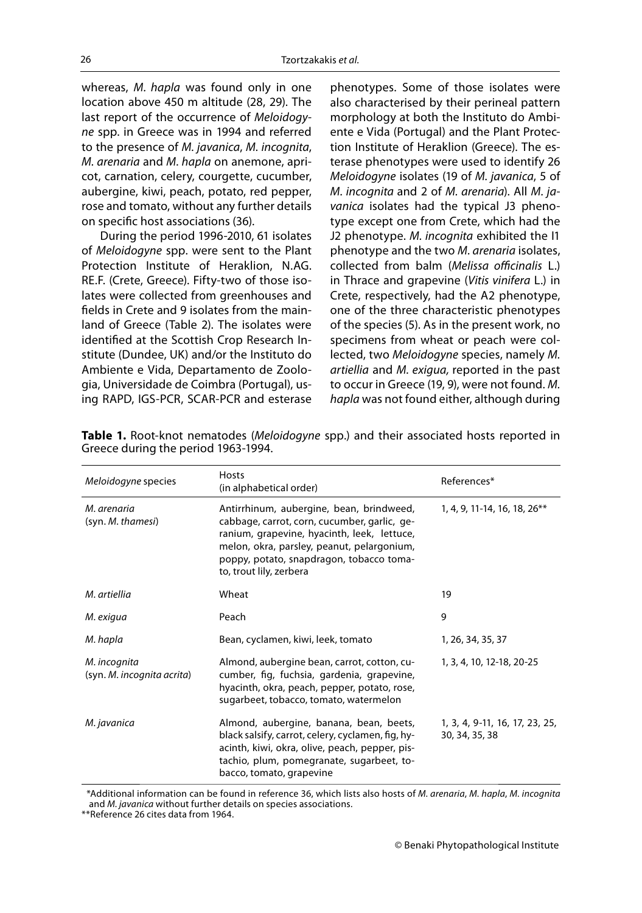whereas, *M. hapla* was found only in one location above 450 m altitude (28, 29). The last report of the occurrence of *Meloidogyne* spp. in Greece was in 1994 and referred to the presence of *M. javanica*, *M. incognita*, *M. arenaria* and *M. hapla* on anemone, apricot, carnation, celery, courgette, cucumber, aubergine, kiwi, peach, potato, red pepper, rose and tomato, without any further details on specific host associations (36).

During the period 1996-2010, 61 isolates of *Meloidogyne* spp. were sent to the Plant Protection Institute of Heraklion, N.AG. RE.F. (Crete, Greece). Fifty-two of those isolates were collected from greenhouses and fields in Crete and 9 isolates from the mainland of Greece (Table 2). The isolates were identified at the Scottish Crop Research Institute (Dundee, UK) and/or the Instituto do Ambiente e Vida, Departamento de Zoologia, Universidade de Coimbra (Portugal), using RAPD, IGS-PCR, SCAR-PCR and esterase phenotypes. Some of those isolates were also characterised by their perineal pattern morphology at both the Instituto do Ambiente e Vida (Portugal) and the Plant Protection Institute of Heraklion (Greece). The esterase phenotypes were used to identify 26 *Meloidogyne* isolates (19 of *M. javanica*, 5 of *M. incognita* and 2 of *M. arenaria*). All *M. javanica* isolates had the typical J3 phenotype except one from Crete, which had the J2 phenotype. *M. incognita* exhibited the I1 phenotype and the two *M. arenaria* isolates, collected from balm (*Melissa officinalis* L.) in Thrace and grapevine (*Vitis vinifera* L.) in Crete, respectively, had the A2 phenotype, one of the three characteristic phenotypes of the species (5). As in the present work, no specimens from wheat or peach were collected, two *Meloidogyne* species, namely *M. artiellia* and *M. exigua,* reported in the past to occur in Greece (19, 9), were not found. *M. hapla* was not found either, although during

**Table 1.** Root-knot nematodes (*Meloidogyne* spp.) and their associated hosts reported in Greece during the period 1963-1994.

| *Meloidogyne* species | Hosts (in alphabetical order) | References* |
|---|---|---|
| *M. arenaria* (syn. *M. thamesi*) | Antirrhinum, aubergine, bean, brindweed, cabbage, carrot, corn, cucumber, garlic, geranium, grapevine, hyacinth, leek, lettuce, melon, okra, parsley, peanut, pelargonium, poppy, potato, snapdragon, tobacco tomato, trout lily, zerbera | 1, 4, 9, 11-14, 16, 18, 26** |
| *M. artiellia* | Wheat | 19 |
| *M. exigua* | Peach | 9 |
| *M. hapla* | Bean, cyclamen, kiwi, leek, tomato | 1, 26, 34, 35, 37 |
| *M. incognita* (syn. *M. incognita acrita*) | Almond, aubergine bean, carrot, cotton, cucumber, fig, fuchsia, gardenia, grapevine, hyacinth, okra, peach, pepper, potato, rose, sugarbeet, tobacco, tomato, watermelon | 1, 3, 4, 10, 12-18, 20-25 |
| *M. javanica* | Almond, aubergine, banana, bean, beets, black salsify, carrot, celery, cyclamen, fig, hyacinth, kiwi, okra, olive, peach, pepper, pistachio, plum, pomegranate, sugarbeet, tobacco, tomato, grapevine | 1, 3, 4, 9-11, 16, 17, 23, 25, 30, 34, 35, 38 |

*Additional information can be found in reference 36, which lists also hosts of *M. arenaria*, *M. hapla*, *M. incognita* and *M. javanica* without further details on species associations.
**Reference 26 cites data from 1964.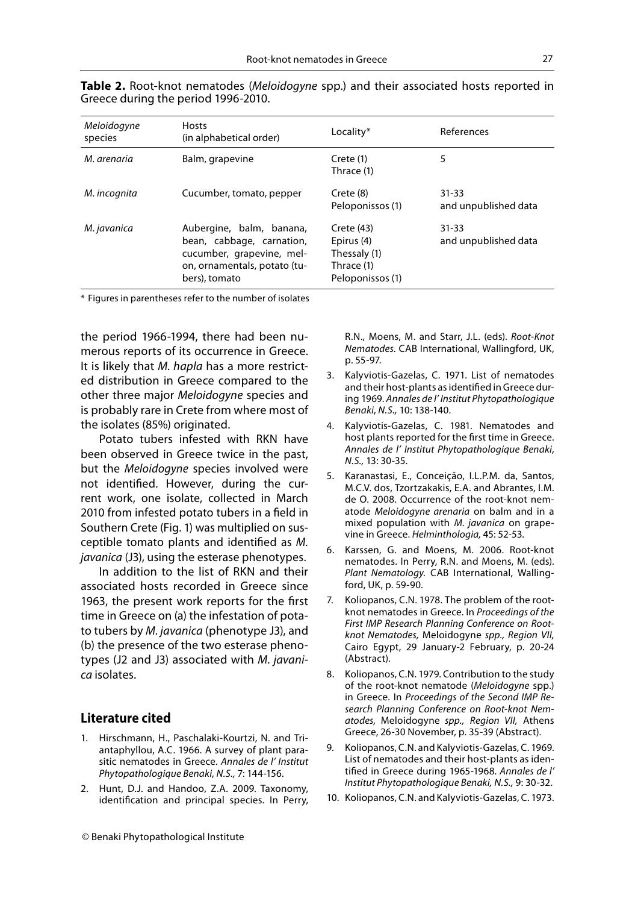**Table 2.** Root-knot nematodes (*Meloidogyne* spp.) and their associated hosts reported in Greece during the period 1996-2010.

| *Meloidogyne* species | Hosts (in alphabetical order) | Locality* | References |
|---|---|---|---|
| *M. arenaria* | Balm, grapevine | Crete (1)<br>Thrace (1) | 5 |
| *M. incognita* | Cucumber, tomato, pepper | Crete (8)<br>Peloponissos (1) | 31-33<br>and unpublished data |
| *M. javanica* | Aubergine, balm, banana, bean, cabbage, carnation, cucumber, grapevine, melon, ornamentals, potato (tubers), tomato | Crete (43)<br>Epirus (4)<br>Thessaly (1)<br>Thrace (1)<br>Peloponissos (1) | 31-33<br>and unpublished data |

\* Figures in parentheses refer to the number of isolates

the period 1966-1994, there had been numerous reports of its occurrence in Greece. It is likely that *M. hapla* has a more restricted distribution in Greece compared to the other three major *Meloidogyne* species and is probably rare in Crete from where most of the isolates (85%) originated.

Potato tubers infested with RKN have been observed in Greece twice in the past, but the *Meloidogyne* species involved were not identified. However, during the current work, one isolate, collected in March 2010 from infested potato tubers in a field in Southern Crete (Fig. 1) was multiplied on susceptible tomato plants and identified as *M. javanica* (J3), using the esterase phenotypes.

In addition to the list of RKN and their associated hosts recorded in Greece since 1963, the present work reports for the first time in Greece on (a) the infestation of potato tubers by *M. javanica* (phenotype J3), and (b) the presence of the two esterase phenotypes (J2 and J3) associated with *M. javanica* isolates.

## Literature cited

1. Hirschmann, H., Paschalaki-Kourtzi, N. and Triantaphyllou, A.C. 1966. A survey of plant parasitic nematodes in Greece. *Annales de l' Institut Phytopathologique Benaki*, *N.S.*, 7: 144-156.
2. Hunt, D.J. and Handoo, Z.A. 2009. Taxonomy, identification and principal species. In Perry, R.N., Moens, M. and Starr, J.L. (eds). *Root-Knot Nematodes.* CAB International, Wallingford, UK, p. 55-97.
3. Kalyviotis-Gazelas, C. 1971. List of nematodes and their host-plants as identified in Greece during 1969. *Annales de l' Institut Phytopathologique Benaki*, *N.S.,* 10: 138-140.
4. Kalyviotis-Gazelas, C. 1981. Nematodes and host plants reported for the first time in Greece. *Annales de l' Institut Phytopathologique Benaki*, *N.S.,* 13: 30-35.
5. Karanastasi, E., Conceição, I.L.P.M. da, Santos, M.C.V. dos, Tzortzakakis, E.A. and Abrantes, I.M. de O. 2008. Occurrence of the root-knot nematode *Meloidogyne arenaria* on balm and in a mixed population with *M. javanica* on grapevine in Greece. *Helminthologia,* 45: 52-53.
6. Karssen, G. and Moens, M. 2006. Root-knot nematodes. In Perry, R.N. and Moens, M. (eds). *Plant Nematology.* CAB International, Wallingford, UK, p. 59-90.
7. Koliopanos, C.N. 1978. The problem of the root-knot nematodes in Greece. In *Proceedings of the First IMP Research Planning Conference on Root-knot Nematodes,* Meloidogyne *spp., Region VII,* Cairo Egypt, 29 January-2 February, p. 20-24 (Abstract).
8. Koliopanos, C.N. 1979. Contribution to the study of the root-knot nematode (*Meloidogyne* spp.) in Greece. In *Proceedings of the Second IMP Research Planning Conference on Root-knot Nematodes,* Meloidogyne *spp., Region VII,* Athens Greece, 26-30 November, p. 35-39 (Abstract).
9. Koliopanos, C.N. and Kalyviotis-Gazelas, C. 1969. List of nematodes and their host-plants as identified in Greece during 1965-1968. *Annales de l' Institut Phytopathologique Benaki, N.S.,* 9: 30-32.
10. Koliopanos, C.N. and Kalyviotis-Gazelas, C. 1973.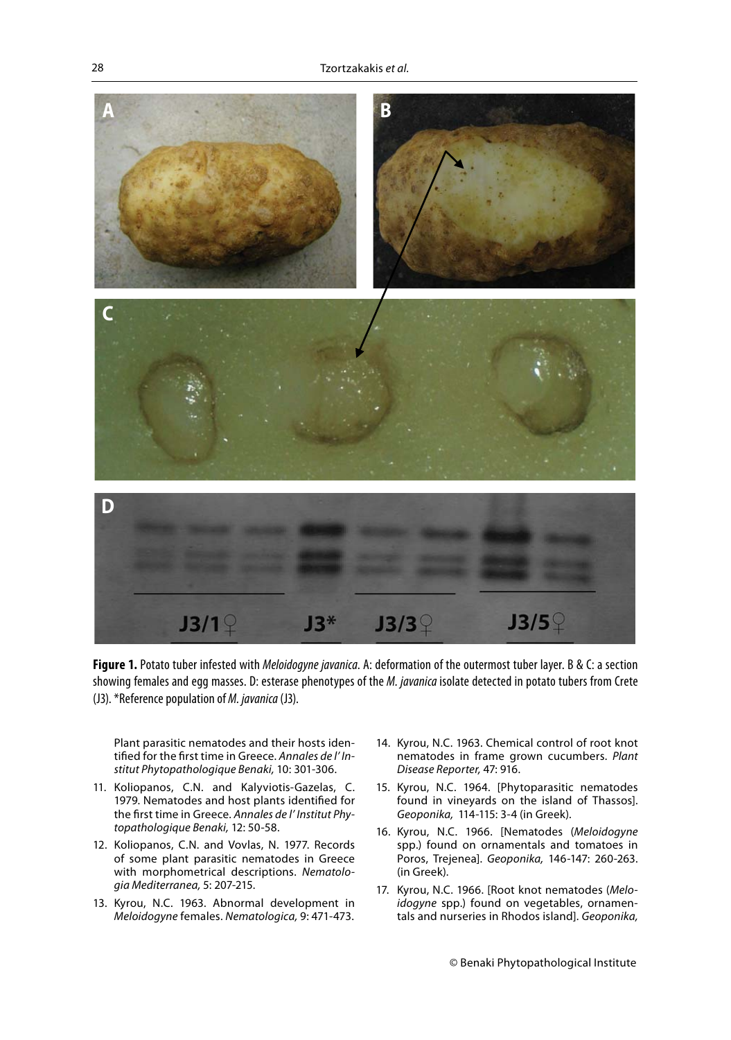**Figure 1.** Potato tuber infested with *Meloidogyne javanica*. A: deformation of the outermost tuber layer. B & C: a section showing females and egg masses. D: esterase phenotypes of the *M. javanica* isolate detected in potato tubers from Crete (J3). *Reference population of *M. javanica* (J3).

Plant parasitic nematodes and their hosts identified for the first time in Greece. *Annales de l' Institut Phytopathologique Benaki,* 10: 301-306.

11. Koliopanos, C.N. and Kalyviotis-Gazelas, C. 1979. Nematodes and host plants identified for the first time in Greece. *Annales de l' Institut Phytopathologique Benaki,* 12: 50-58.
12. Koliopanos, C.N. and Vovlas, N. 1977. Records of some plant parasitic nematodes in Greece with morphometrical descriptions. *Nematologia Mediterranea,* 5: 207-215.
13. Kyrou, N.C. 1963. Abnormal development in *Meloidogyne* females. *Nematologica,* 9: 471-473.
14. Kyrou, N.C. 1963. Chemical control of root knot nematodes in frame grown cucumbers. *Plant Disease Reporter,* 47: 916.
15. Kyrou, N.C. 1964. [Phytoparasitic nematodes found in vineyards on the island of Thassos]. *Geoponika,* 114-115: 3-4 (in Greek).
16. Kyrou, N.C. 1966. [Nematodes (*Meloidogyne* spp.) found on ornamentals and tomatoes in Poros, Trejenea]. *Geoponika,* 146-147: 260-263. (in Greek).
17. Kyrou, N.C. 1966. [Root knot nematodes (*Meloidogyne* spp.) found on vegetables, ornamentals and nurseries in Rhodos island]. *Geoponika,*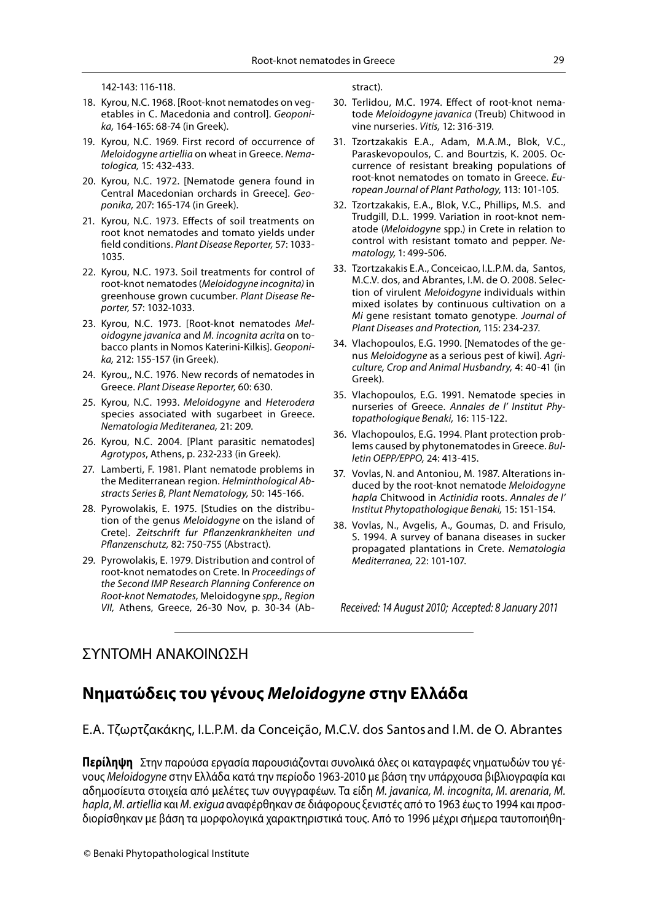142-143: 116-118.

18. Kyrou, N.C. 1968. [Root-knot nematodes on vegetables in C. Macedonia and control]. *Geoponika,* 164-165: 68-74 (in Greek).
19. Kyrou, N.C. 1969. First record of occurrence of *Meloidogyne artiellia* on wheat in Greece. *Nematologica,* 15: 432-433.
20. Kyrou, N.C. 1972. [Nematode genera found in Central Macedonian orchards in Greece]. *Geoponika,* 207: 165-174 (in Greek).
21. Kyrou, N.C. 1973. Effects of soil treatments on root knot nematodes and tomato yields under field conditions. *Plant Disease Reporter,* 57: 1033-1035.
22. Kyrou, N.C. 1973. Soil treatments for control of root-knot nematodes (*Meloidogyne incognita)* in greenhouse grown cucumber. *Plant Disease Reporter,* 57: 1032-1033.
23. Kyrou, N.C. 1973. [Root-knot nematodes *Meloidogyne javanica* and *M. incognita acrita* on tobacco plants in Nomos Katerini-Kilkis]. *Geoponika,* 212: 155-157 (in Greek).
24. Kyrou,, N.C. 1976. New records of nematodes in Greece. *Plant Disease Reporter,* 60: 630.
25. Kyrou, N.C. 1993. *Meloidogyne* and *Heterodera* species associated with sugarbeet in Greece. *Nematologia Mediteranea,* 21: 209.
26. Kyrou, N.C. 2004. [Plant parasitic nematodes] *Agrotypos*, Athens, p. 232-233 (in Greek).
27. Lamberti, F. 1981. Plant nematode problems in the Mediterranean region. *Helminthological Abstracts Series B, Plant Nematology,* 50: 145-166.
28. Pyrowolakis, E. 1975. [Studies on the distribution of the genus *Meloidogyne* on the island of Crete]. *Zeitschrift fur Pflanzenkrankheiten und Pflanzenschutz,* 82: 750-755 (Abstract).
29. Pyrowolakis, E. 1979. Distribution and control of root-knot nematodes on Crete. In *Proceedings of the Second IMP Research Planning Conference on Root-knot Nematodes,* Meloidogyne *spp., Region VII,* Athens, Greece, 26-30 Nov, p. 30-34 (Abstract).
30. Terlidou, M.C. 1974. Effect of root-knot nematode *Meloidogyne javanica* (Treub) Chitwood in vine nurseries. *Vitis,* 12: 316-319.
31. Tzortzakakis E.A., Adam, M.A.M., Blok, V.C., Paraskevopoulos, C. and Bourtzis, K. 2005. Occurrence of resistant breaking populations of root-knot nematodes on tomato in Greece. *European Journal of Plant Pathology,* 113: 101-105.
32. Tzortzakakis, E.A., Blok, V.C., Phillips, M.S. and Trudgill, D.L. 1999. Variation in root-knot nematode (*Meloidogyne* spp.) in Crete in relation to control with resistant tomato and pepper. *Nematology,* 1: 499-506.
33. Tzortzakakis E.A., Conceicao, I.L.P.M. da, Santos, M.C.V. dos, and Abrantes, I.M. de O. 2008. Selection of virulent *Meloidogyne* individuals within mixed isolates by continuous cultivation on a *Mi* gene resistant tomato genotype. *Journal of Plant Diseases and Protection,* 115: 234-237.
34. Vlachopoulos, E.G. 1990. [Nematodes of the genus *Meloidogyne* as a serious pest of kiwi]. *Agriculture, Crop and Animal Husbandry,* 4: 40-41 (in Greek).
35. Vlachopoulos, E.G. 1991. Nematode species in nurseries of Greece. *Annales de l' Institut Phytopathologique Benaki,* 16: 115-122.
36. Vlachopoulos, E.G. 1994. Plant protection problems caused by phytonematodes in Greece. *Bulletin OEPP/EPPO,* 24: 413-415.
37. Vovlas, N. and Antoniou, M. 1987. Alterations induced by the root-knot nematode *Meloidogyne hapla* Chitwood in *Actinidia* roots. *Annales de l' Institut Phytopathologique Benaki,* 15: 151-154.
38. Vovlas, N., Avgelis, A., Goumas, D. and Frisulo, S. 1994. A survey of banana diseases in sucker propagated plantations in Crete. *Nematologia Mediterranea,* 22: 101-107.

*Received: 14 August 2010; Accepted: 8 January 2011*

ΣΥΝΤΟΜΗ ΑΝΑΚΟΙΝΩΣΗ

## Νηματώδεις του γένους *Meloidogyne* στην Ελλάδα

Ε.Α. Τζωρτζακάκης, I.L.P.M. da Conceição, M.C.V. dos Santos and I.M. de O. Abrantes

**Περίληψη** Στην παρούσα εργασία παρουσιάζονται συνολικά όλες οι καταγραφές νηματωδών του γένους *Meloidogyne* στην Ελλάδα κατά την περίοδο 1963-2010 με βάση την υπάρχουσα βιβλιογραφία και αδημοσίευτα στοιχεία από μελέτες των συγγραφέων. Τα είδη *M. javanica*, *M. incognita*, *M. arenaria*, *M. hapla*, *M. artiellia* και *M. exigua* αναφέρθηκαν σε διάφορους ξενιστές από το 1963 έως το 1994 και προσδιορίσθηκαν με βάση τα μορφολογικά χαρακτηριστικά τους. Από το 1996 μέχρι σήμερα ταυτοποιήθη-

© Benaki Phytopathological Institute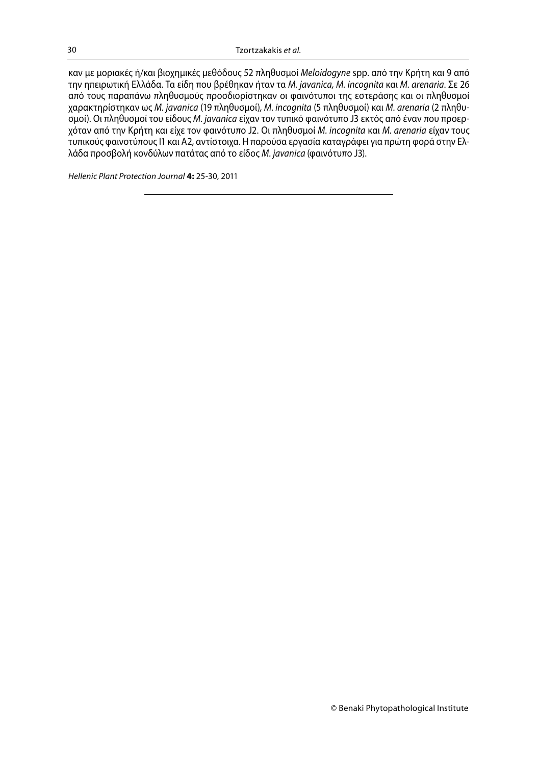καν με μοριακές ή/και βιοχημικές μεθόδους 52 πληθυσμοί *Meloidogyne* spp. από την Κρήτη και 9 από την ηπειρωτική Ελλάδα. Τα είδη που βρέθηκαν ήταν τα *M. javanica*, *M. incognita* και *M. arenaria*. Σε 26 από τους παραπάνω πληθυσμούς προσδιορίστηκαν οι φαινότυποι της εστεράσης και οι πληθυσμοί χαρακτηρίστηκαν ως *M. javanica* (19 πληθυσμοί), *M. incognita* (5 πληθυσμοί) και *M. arenaria* (2 πληθυσμοί). Οι πληθυσμοί του είδους *M. javanica* είχαν τον τυπικό φαινότυπο J3 εκτός από έναν που προερχόταν από την Κρήτη και είχε τον φαινότυπο J2. Οι πληθυσμοί *M. incognita* και *M. arenaria* είχαν τους τυπικούς φαινοτύπους I1 και A2, αντίστοιχα. Η παρούσα εργασία καταγράφει για πρώτη φορά στην Ελλάδα προσβολή κονδύλων πατάτας από το είδος *M. javanica* (φαινότυπο J3).

*Hellenic Plant Protection Journal* **4:** 25-30, 2011

© Benaki Phytopathological Institute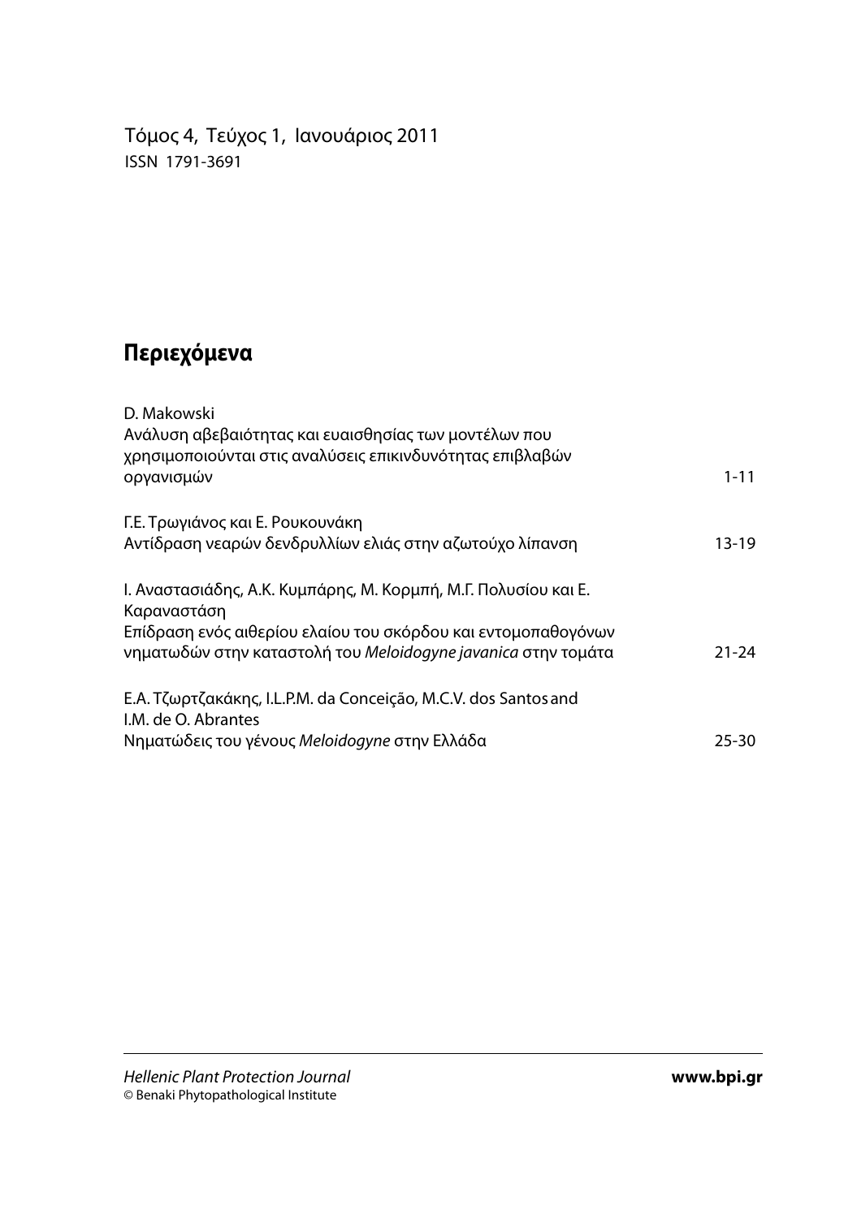Τόμος 4, Τεύχος 1, Ιανουάριος 2011
ISSN 1791-3691

## Περιεχόμενα

D. Makowski
Ανάλυση αβεβαιότητας και ευαισθησίας των μοντέλων που χρησιμοποιούνται στις αναλύσεις επικινδυνότητας επιβλαβών οργανισμών 1-11

Γ.Ε. Τρωγιάνος και Ε. Ρουκουνάκη
Αντίδραση νεαρών δενδρυλλίων ελιάς στην αζωτούχο λίπανση 13-19

Ι. Αναστασιάδης, Α.Κ. Κυμπάρης, Μ. Κορμπή, Μ.Γ. Πολυσίου και Ε. Καραναστάση
Επίδραση ενός αιθερίου ελαίου του σκόρδου και εντομοπαθογόνων νηματωδών στην καταστολή του *Meloidogyne javanica* στην τομάτα 21-24

Ε.Α. Τζωρτζακάκης, I.L.P.M. da Conceição, M.C.V. dos Santos and I.M. de O. Abrantes
Νηματώδεις του γένους *Meloidogyne* στην Ελλάδα 25-30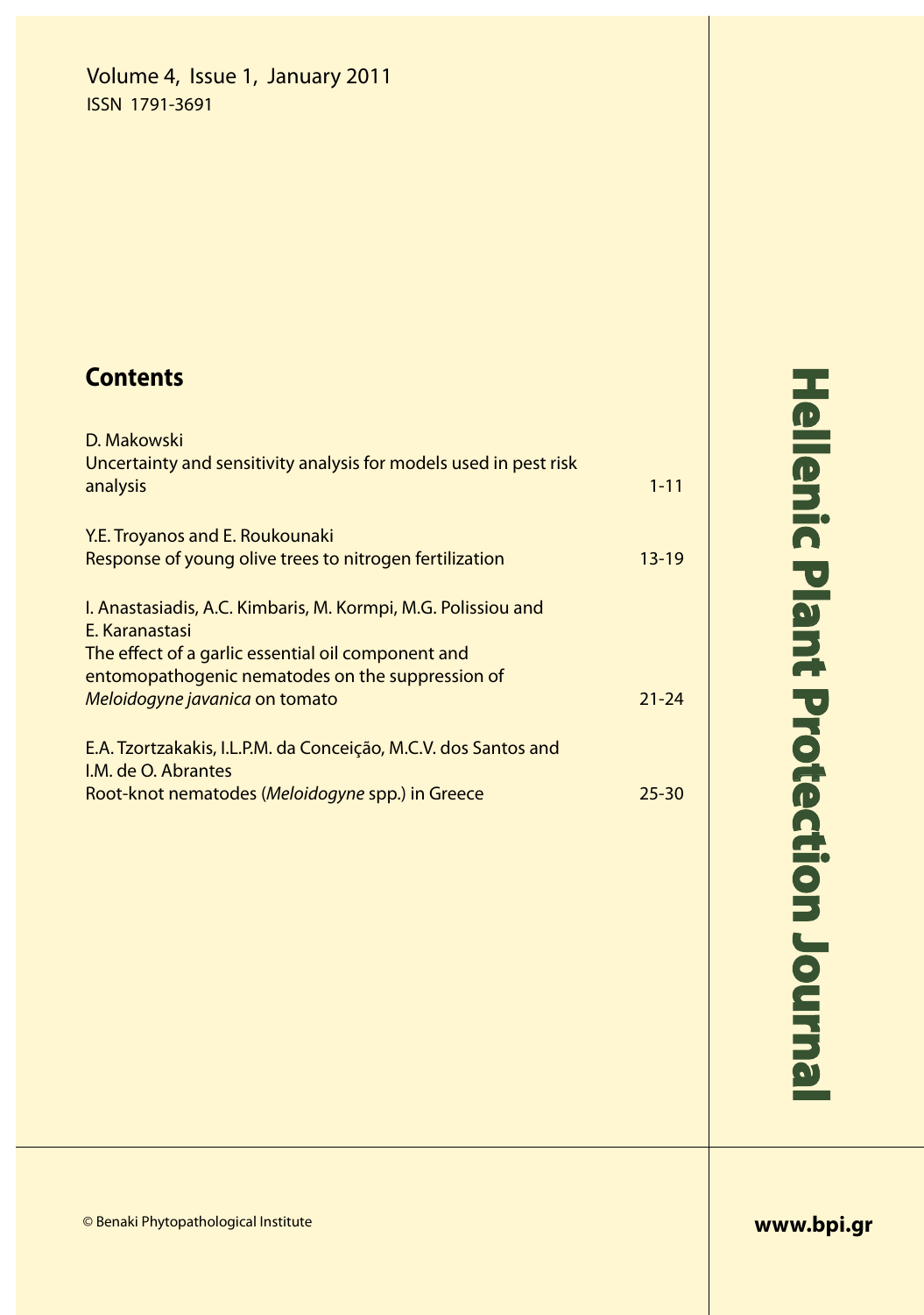Volume 4, Issue 1, January 2011

ISSN 1791-3691

# Hellenic Plant Protection Journal

## Contents

| | |
|---|---|
| D. Makowski<br>Uncertainty and sensitivity analysis for models used in pest risk analysis | 1-11 |
| Y.E. Troyanos and E. Roukounaki<br>Response of young olive trees to nitrogen fertilization | 13-19 |
| I. Anastasiadis, A.C. Kimbaris, M. Kormpi, M.G. Polissiou and E. Karanastasi<br>The effect of a garlic essential oil component and entomopathogenic nematodes on the suppression of *Meloidogyne javanica* on tomato | 21-24 |
| E.A. Tzortzakakis, I.L.P.M. da Conceição, M.C.V. dos Santos and I.M. de O. Abrantes<br>Root-knot nematodes (*Meloidogyne* spp.) in Greece | 25-30 |

© Benaki Phytopathological Institute

www.bpi.gr